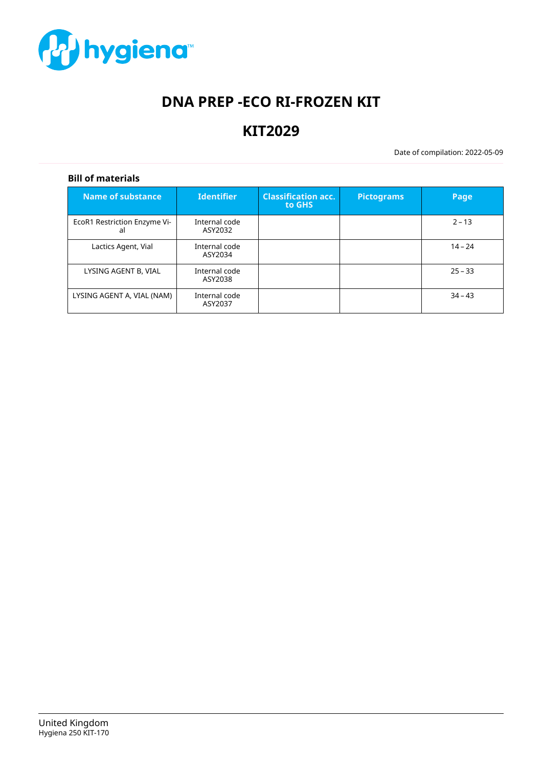# DNA PREP -ECO RI-FROZEN KIT

# KIT2029

Date of compilation: 2022-05-09

### Bill of materials

| Name of substance | Identifier | Classification acc. to GHS | Pictograms | Page |
|---|---|---|---|---|
| EcoR1 Restriction Enzyme Vial | Internal code ASY2032 | | | 2 – 13 |
| Lactics Agent, Vial | Internal code ASY2034 | | | 14 – 24 |
| LYSING AGENT B, VIAL | Internal code ASY2038 | | | 25 – 33 |
| LYSING AGENT A, VIAL (NAM) | Internal code ASY2037 | | | 34 – 43 |

United Kingdom
Hygiena 250 KIT-170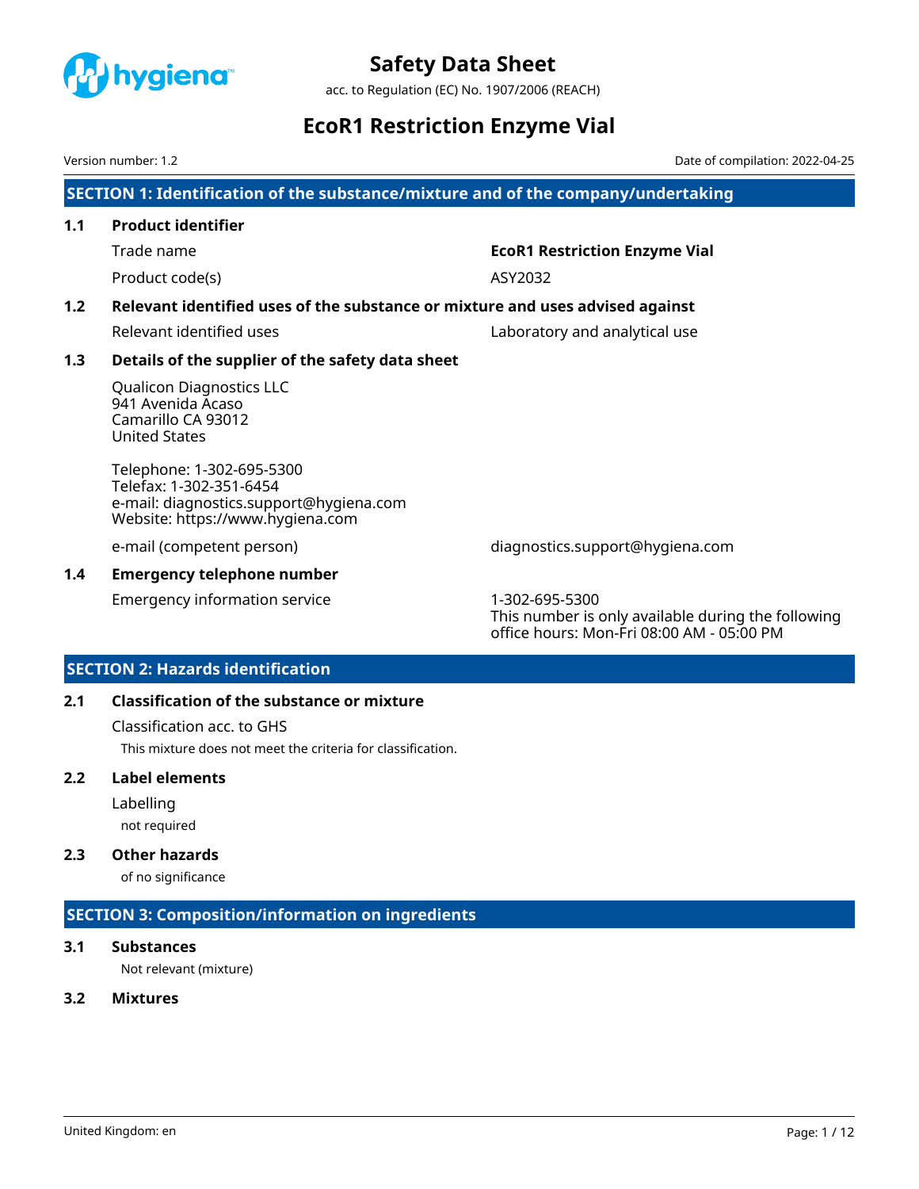# Safety Data Sheet

acc. to Regulation (EC) No. 1907/2006 (REACH)

# EcoR1 Restriction Enzyme Vial

Version number: 1.2

Date of compilation: 2022-04-25

## SECTION 1: Identification of the substance/mixture and of the company/undertaking

### 1.1 Product identifier

| | |
|---|---|
| Trade name | **EcoR1 Restriction Enzyme Vial** |
| Product code(s) | ASY2032 |

### 1.2 Relevant identified uses of the substance or mixture and uses advised against

| | |
|---|---|
| Relevant identified uses | Laboratory and analytical use |

### 1.3 Details of the supplier of the safety data sheet

Qualicon Diagnostics LLC
941 Avenida Acaso
Camarillo CA 93012
United States

Telephone: 1-302-695-5300
Telefax: 1-302-351-6454
e-mail: diagnostics.support@hygiena.com
Website: https://www.hygiena.com

| | |
|---|---|
| e-mail (competent person) | diagnostics.support@hygiena.com |

### 1.4 Emergency telephone number

| | |
|---|---|
| Emergency information service | 1-302-695-5300<br>This number is only available during the following office hours: Mon-Fri 08:00 AM - 05:00 PM |

## SECTION 2: Hazards identification

### 2.1 Classification of the substance or mixture

Classification acc. to GHS

This mixture does not meet the criteria for classification.

### 2.2 Label elements

Labelling

not required

### 2.3 Other hazards

of no significance

## SECTION 3: Composition/information on ingredients

### 3.1 Substances

Not relevant (mixture)

### 3.2 Mixtures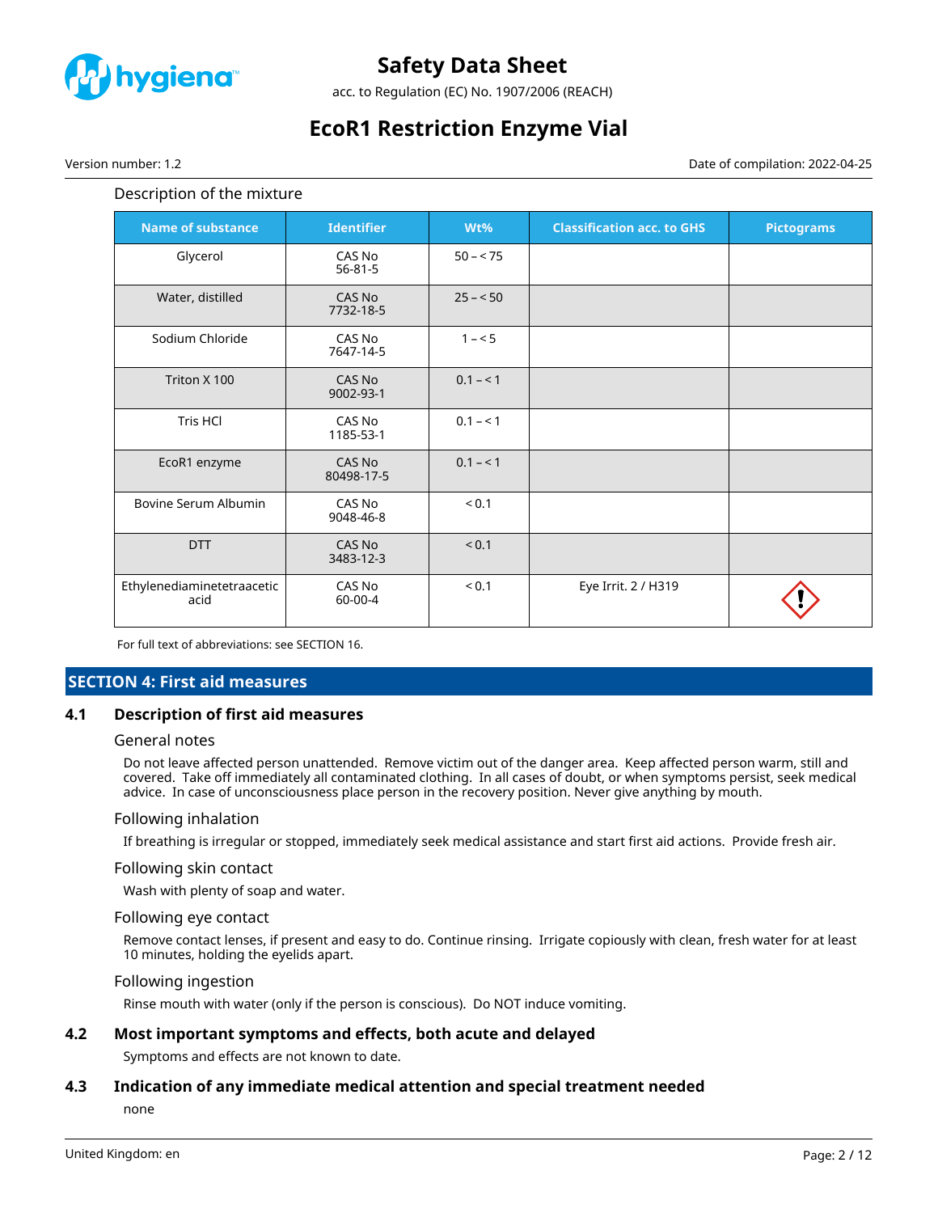Description of the mixture

| Name of substance | Identifier | Wt% | Classification acc. to GHS | Pictograms |
|---|---|---|---|---|
| Glycerol | CAS No 56-81-5 | 50 – < 75 | | |
| Water, distilled | CAS No 7732-18-5 | 25 – < 50 | | |
| Sodium Chloride | CAS No 7647-14-5 | 1 – < 5 | | |
| Triton X 100 | CAS No 9002-93-1 | 0.1 – < 1 | | |
| Tris HCl | CAS No 1185-53-1 | 0.1 – < 1 | | |
| EcoR1 enzyme | CAS No 80498-17-5 | 0.1 – < 1 | | |
| Bovine Serum Albumin | CAS No 9048-46-8 | < 0.1 | | |
| DTT | CAS No 3483-12-3 | < 0.1 | | |
| Ethylenediaminetetraacetic acid | CAS No 60-00-4 | < 0.1 | Eye Irrit. 2 / H319 | |

For full text of abbreviations: see SECTION 16.

## SECTION 4: First aid measures

### 4.1 Description of first aid measures

General notes

Do not leave affected person unattended. Remove victim out of the danger area. Keep affected person warm, still and covered. Take off immediately all contaminated clothing. In all cases of doubt, or when symptoms persist, seek medical advice. In case of unconsciousness place person in the recovery position. Never give anything by mouth.

Following inhalation

If breathing is irregular or stopped, immediately seek medical assistance and start first aid actions. Provide fresh air.

Following skin contact

Wash with plenty of soap and water.

Following eye contact

Remove contact lenses, if present and easy to do. Continue rinsing. Irrigate copiously with clean, fresh water for at least 10 minutes, holding the eyelids apart.

Following ingestion

Rinse mouth with water (only if the person is conscious). Do NOT induce vomiting.

### 4.2 Most important symptoms and effects, both acute and delayed

Symptoms and effects are not known to date.

### 4.3 Indication of any immediate medical attention and special treatment needed

none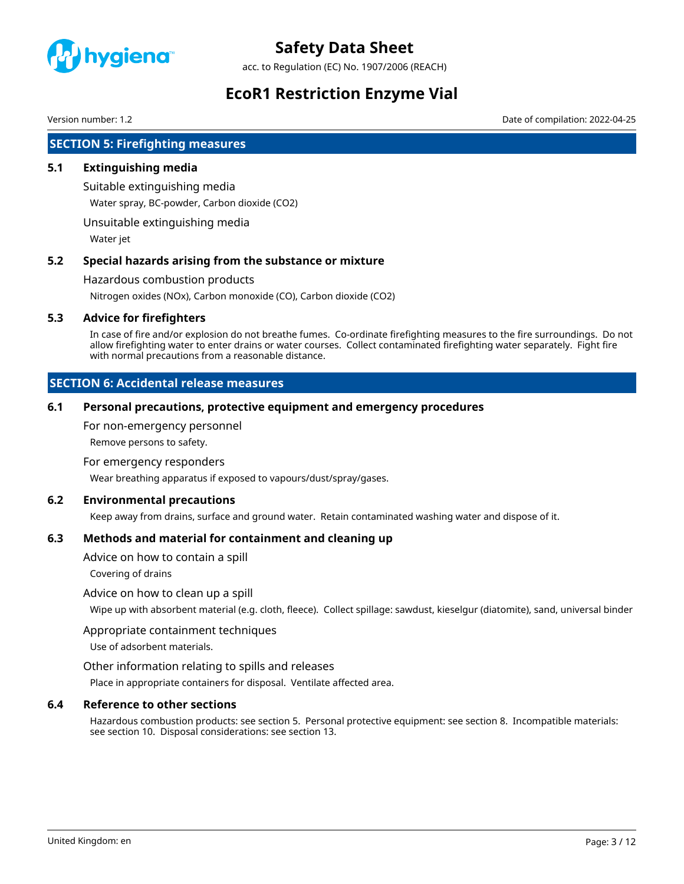## SECTION 5: Firefighting measures

### 5.1 Extinguishing media

#### Suitable extinguishing media

Water spray, BC-powder, Carbon dioxide ($CO_2$)

#### Unsuitable extinguishing media

Water jet

### 5.2 Special hazards arising from the substance or mixture

#### Hazardous combustion products

Nitrogen oxides (NOx), Carbon monoxide (CO), Carbon dioxide ($CO_2$)

### 5.3 Advice for firefighters

In case of fire and/or explosion do not breathe fumes. Co-ordinate firefighting measures to the fire surroundings. Do not allow firefighting water to enter drains or water courses. Collect contaminated firefighting water separately. Fight fire with normal precautions from a reasonable distance.

## SECTION 6: Accidental release measures

### 6.1 Personal precautions, protective equipment and emergency procedures

#### For non-emergency personnel

Remove persons to safety.

#### For emergency responders

Wear breathing apparatus if exposed to vapours/dust/spray/gases.

### 6.2 Environmental precautions

Keep away from drains, surface and ground water. Retain contaminated washing water and dispose of it.

### 6.3 Methods and material for containment and cleaning up

#### Advice on how to contain a spill

Covering of drains

#### Advice on how to clean up a spill

Wipe up with absorbent material (e.g. cloth, fleece). Collect spillage: sawdust, kieselgur (diatomite), sand, universal binder

#### Appropriate containment techniques

Use of adsorbent materials.

#### Other information relating to spills and releases

Place in appropriate containers for disposal. Ventilate affected area.

### 6.4 Reference to other sections

Hazardous combustion products: see section 5. Personal protective equipment: see section 8. Incompatible materials: see section 10. Disposal considerations: see section 13.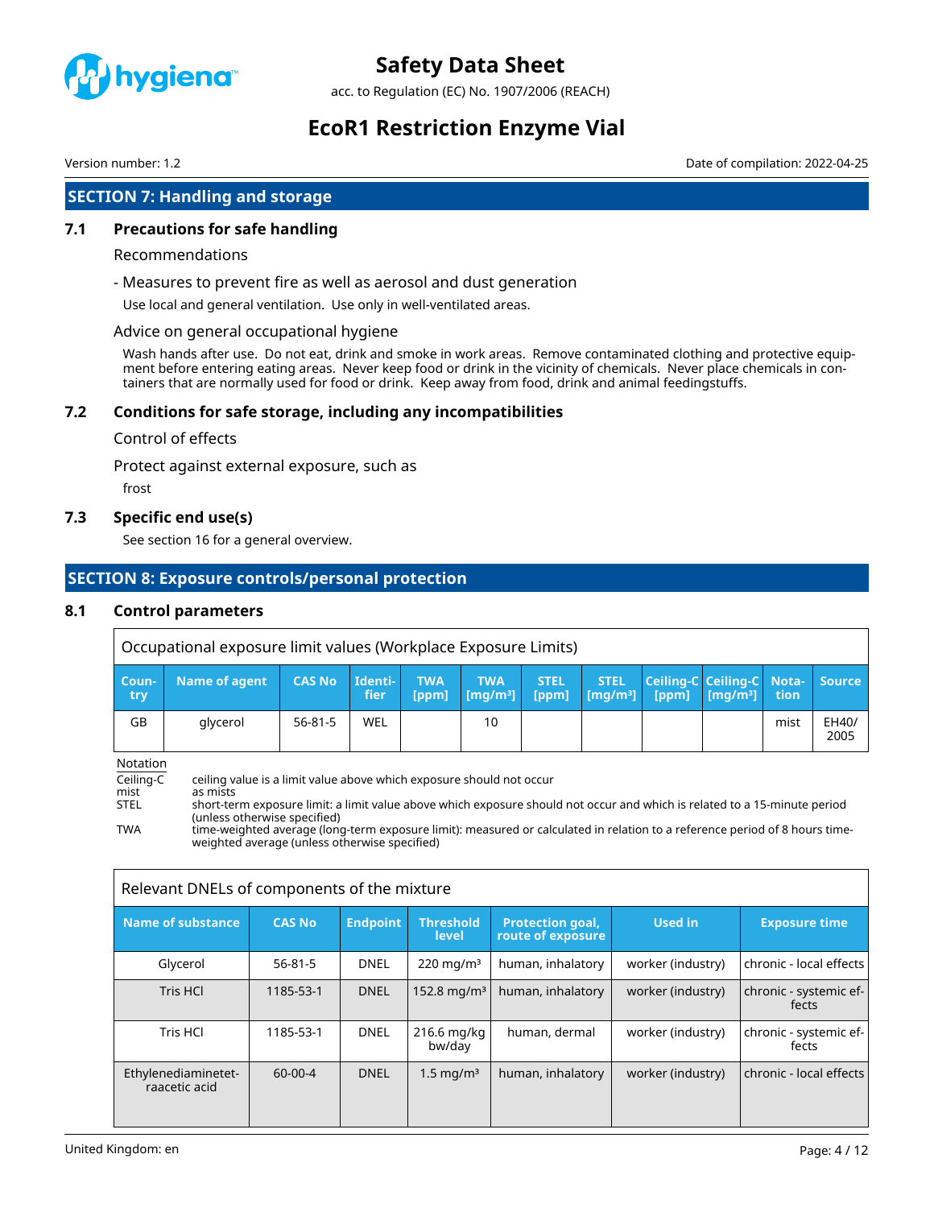## SECTION 7: Handling and storage

### 7.1 Precautions for safe handling

Recommendations

- Measures to prevent fire as well as aerosol and dust generation

Use local and general ventilation. Use only in well-ventilated areas.

Advice on general occupational hygiene

Wash hands after use. Do not eat, drink and smoke in work areas. Remove contaminated clothing and protective equipment before entering eating areas. Never keep food or drink in the vicinity of chemicals. Never place chemicals in containers that are normally used for food or drink. Keep away from food, drink and animal feedingstuffs.

### 7.2 Conditions for safe storage, including any incompatibilities

Control of effects

Protect against external exposure, such as

frost

### 7.3 Specific end use(s)

See section 16 for a general overview.

## SECTION 8: Exposure controls/personal protection

### 8.1 Control parameters

Occupational exposure limit values (Workplace Exposure Limits)

| Country | Name of agent | CAS No | Identifier | TWA [ppm] | TWA [mg/m³] | STEL [ppm] | STEL [mg/m³] | Ceiling-C [ppm] | Ceiling-C [mg/m³] | Notation | Source |
|---|---|---|---|---|---|---|---|---|---|---|---|
| GB | glycerol | 56-81-5 | WEL | | 10 | | | | | mist | EH40/ 2005 |

Notation

Ceiling-C ceiling value is a limit value above which exposure should not occur
mist as mists
STEL short-term exposure limit: a limit value above which exposure should not occur and which is related to a 15-minute period (unless otherwise specified)
TWA time-weighted average (long-term exposure limit): measured or calculated in relation to a reference period of 8 hours time-weighted average (unless otherwise specified)

Relevant DNELs of components of the mixture

| Name of substance | CAS No | Endpoint | Threshold level | Protection goal, route of exposure | Used in | Exposure time |
|---|---|---|---|---|---|---|
| Glycerol | 56-81-5 | DNEL | 220 mg/m³ | human, inhalatory | worker (industry) | chronic - local effects |
| Tris HCl | 1185-53-1 | DNEL | 152.8 mg/m³ | human, inhalatory | worker (industry) | chronic - systemic effects |
| Tris HCl | 1185-53-1 | DNEL | 216.6 mg/kg bw/day | human, dermal | worker (industry) | chronic - systemic effects |
| Ethylenediaminetetraacetic acid | 60-00-4 | DNEL | 1.5 mg/m³ | human, inhalatory | worker (industry) | chronic - local effects |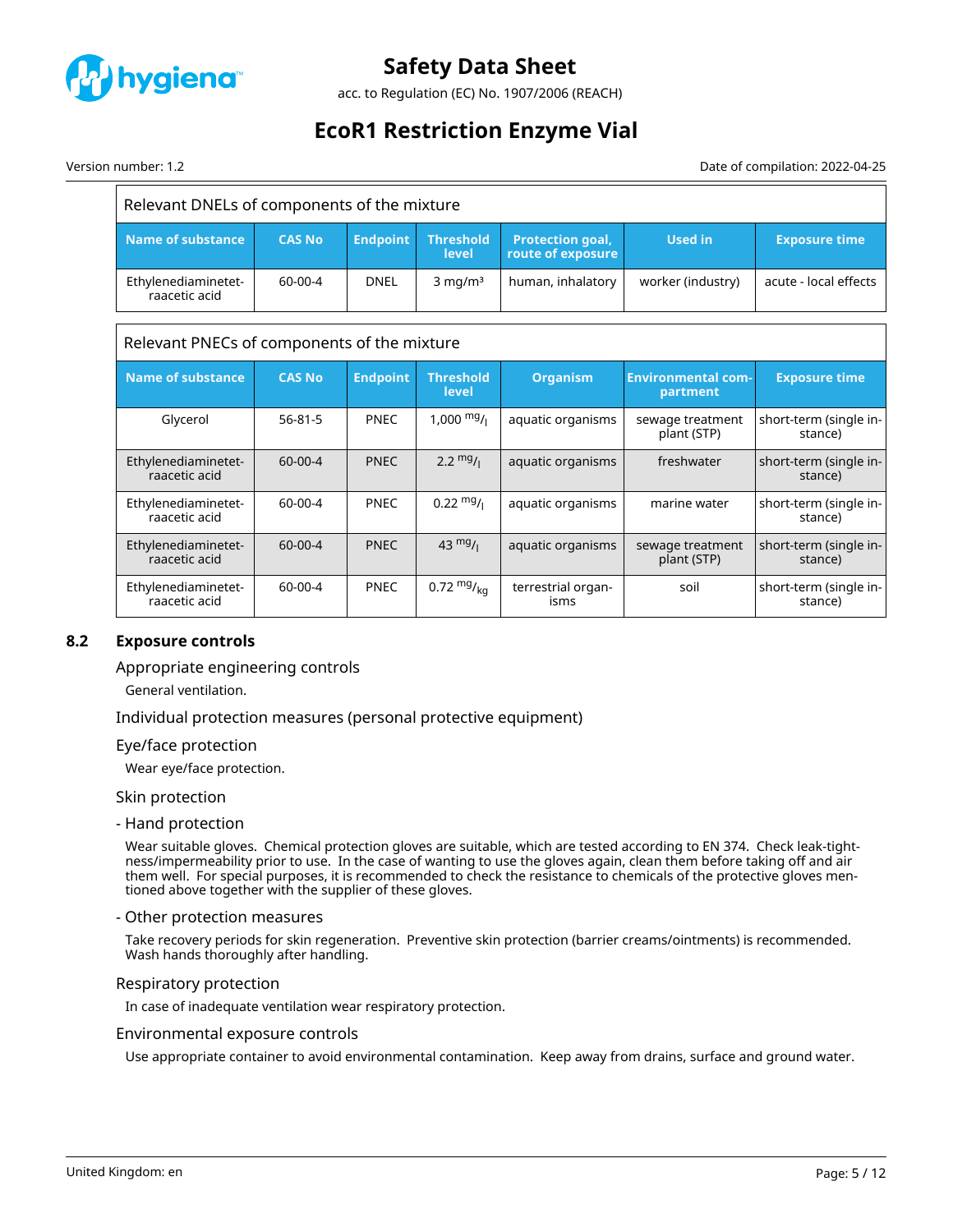| Relevant DNELs of components of the mixture | | | | | | |
|---|---|---|---|---|---|---|
| **Name of substance** | **CAS No** | **Endpoint** | **Threshold level** | **Protection goal, route of exposure** | **Used in** | **Exposure time** |
| Ethylenediaminetetraacetic acid | 60-00-4 | DNEL | 3 mg/m³ | human, inhalatory | worker (industry) | acute - local effects |

| Relevant PNECs of components of the mixture | | | | | | |
|---|---|---|---|---|---|---|
| **Name of substance** | **CAS No** | **Endpoint** | **Threshold level** | **Organism** | **Environmental compartment** | **Exposure time** |
| Glycerol | 56-81-5 | PNEC | 1,000 $^{mg}/_{l}$ | aquatic organisms | sewage treatment plant (STP) | short-term (single instance) |
| Ethylenediaminetetraacetic acid | 60-00-4 | PNEC | 2.2 $^{mg}/_{l}$ | aquatic organisms | freshwater | short-term (single instance) |
| Ethylenediaminetetraacetic acid | 60-00-4 | PNEC | 0.22 $^{mg}/_{l}$ | aquatic organisms | marine water | short-term (single instance) |
| Ethylenediaminetetraacetic acid | 60-00-4 | PNEC | 43 $^{mg}/_{l}$ | aquatic organisms | sewage treatment plant (STP) | short-term (single instance) |
| Ethylenediaminetetraacetic acid | 60-00-4 | PNEC | 0.72 $^{mg}/_{kg}$ | terrestrial organisms | soil | short-term (single instance) |

## 8.2 Exposure controls

### Appropriate engineering controls

General ventilation.

### Individual protection measures (personal protective equipment)

### Eye/face protection

Wear eye/face protection.

### Skin protection

#### - Hand protection

Wear suitable gloves. Chemical protection gloves are suitable, which are tested according to EN 374. Check leak-tightness/impermeability prior to use. In the case of wanting to use the gloves again, clean them before taking off and air them well. For special purposes, it is recommended to check the resistance to chemicals of the protective gloves mentioned above together with the supplier of these gloves.

#### - Other protection measures

Take recovery periods for skin regeneration. Preventive skin protection (barrier creams/ointments) is recommended. Wash hands thoroughly after handling.

### Respiratory protection

In case of inadequate ventilation wear respiratory protection.

### Environmental exposure controls

Use appropriate container to avoid environmental contamination. Keep away from drains, surface and ground water.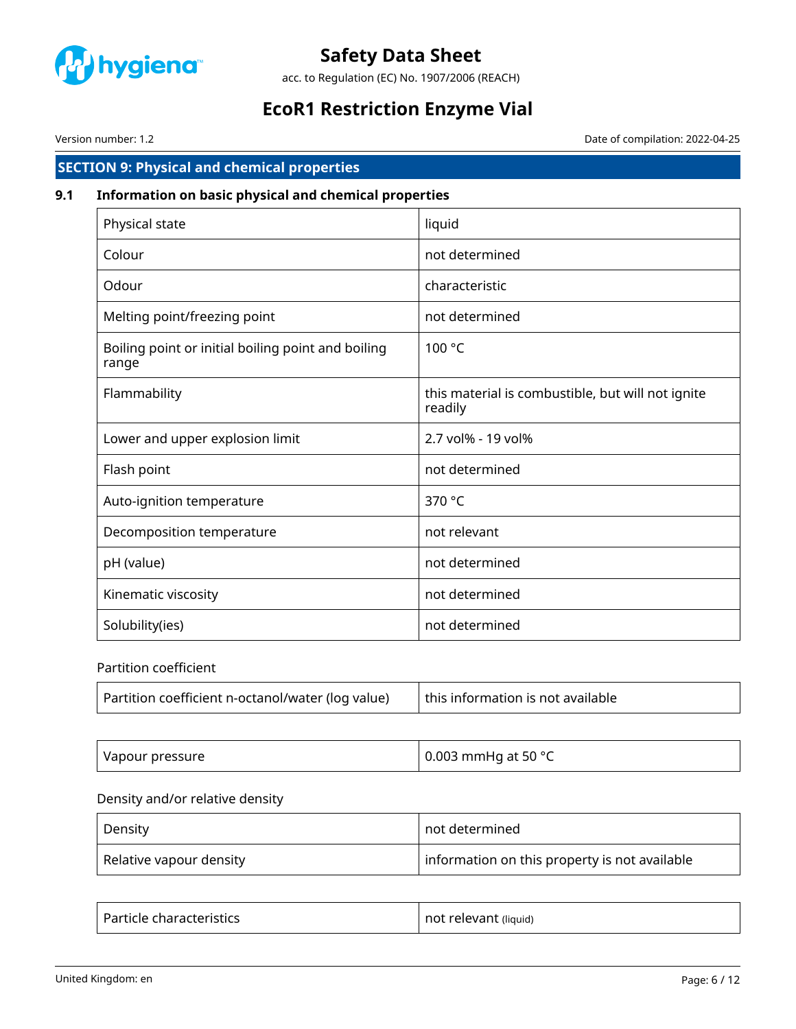## SECTION 9: Physical and chemical properties

### 9.1 Information on basic physical and chemical properties

| | |
|---|---|
| Physical state | liquid |
| Colour | not determined |
| Odour | characteristic |
| Melting point/freezing point | not determined |
| Boiling point or initial boiling point and boiling range | 100 °C |
| Flammability | this material is combustible, but will not ignite readily |
| Lower and upper explosion limit | 2.7 vol% - 19 vol% |
| Flash point | not determined |
| Auto-ignition temperature | 370 °C |
| Decomposition temperature | not relevant |
| pH (value) | not determined |
| Kinematic viscosity | not determined |
| Solubility(ies) | not determined |

Partition coefficient

| | |
|---|---|
| Partition coefficient n-octanol/water (log value) | this information is not available |

| | |
|---|---|
| Vapour pressure | 0.003 mmHg at 50 °C |

Density and/or relative density

| | |
|---|---|
| Density | not determined |
| Relative vapour density | information on this property is not available |

| | |
|---|---|
| Particle characteristics | not relevant (liquid) |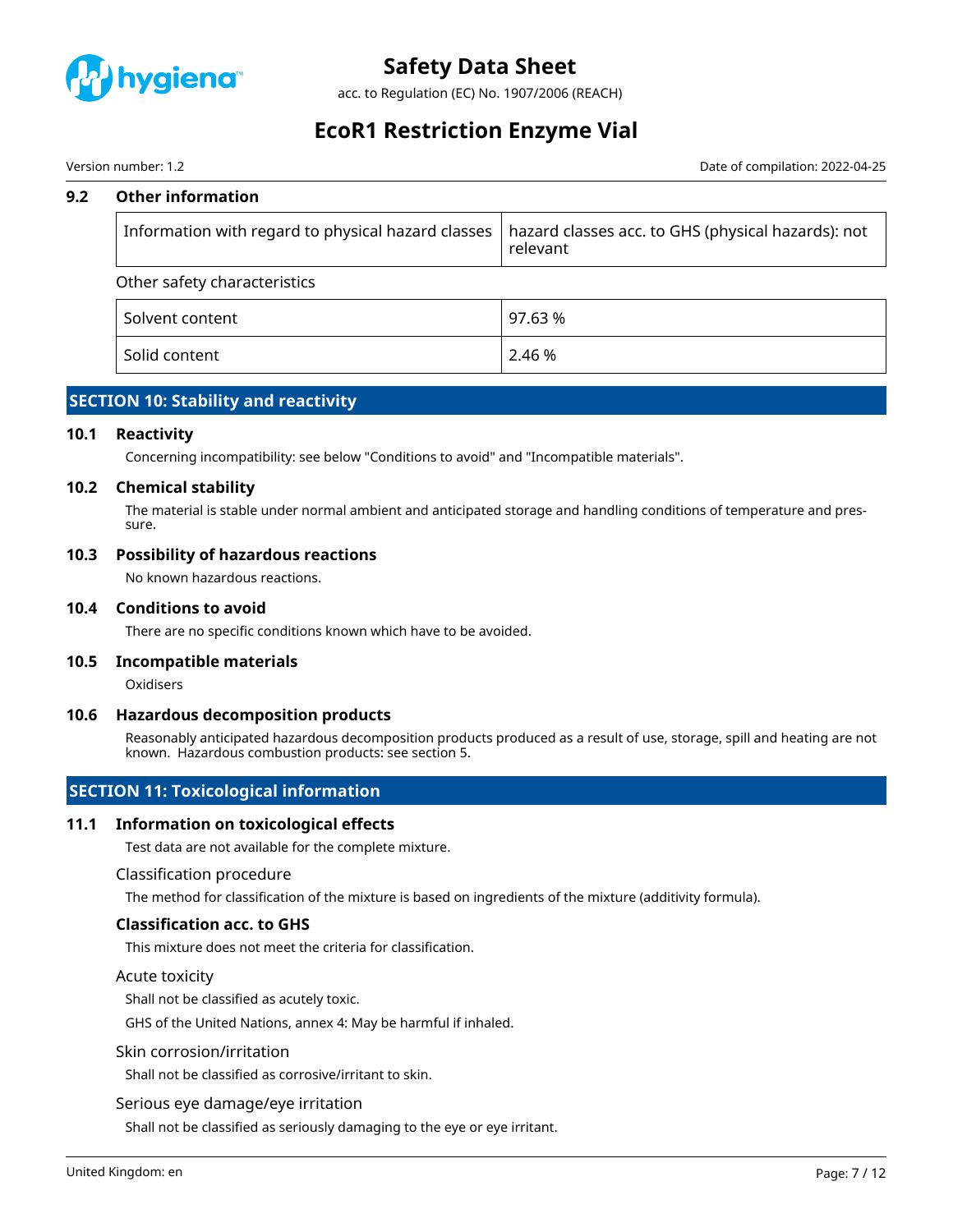### 9.2 Other information

| | |
|---|---|
| Information with regard to physical hazard classes | hazard classes acc. to GHS (physical hazards): not relevant |

Other safety characteristics

| | |
|---|---|
| Solvent content | 97.63 % |
| Solid content | 2.46 % |

## SECTION 10: Stability and reactivity

### 10.1 Reactivity

Concerning incompatibility: see below "Conditions to avoid" and "Incompatible materials".

### 10.2 Chemical stability

The material is stable under normal ambient and anticipated storage and handling conditions of temperature and pressure.

### 10.3 Possibility of hazardous reactions

No known hazardous reactions.

### 10.4 Conditions to avoid

There are no specific conditions known which have to be avoided.

### 10.5 Incompatible materials

Oxidisers

### 10.6 Hazardous decomposition products

Reasonably anticipated hazardous decomposition products produced as a result of use, storage, spill and heating are not known. Hazardous combustion products: see section 5.

## SECTION 11: Toxicological information

### 11.1 Information on toxicological effects

Test data are not available for the complete mixture.

Classification procedure

The method for classification of the mixture is based on ingredients of the mixture (additivity formula).

**Classification acc. to GHS**

This mixture does not meet the criteria for classification.

Acute toxicity

Shall not be classified as acutely toxic.

GHS of the United Nations, annex 4: May be harmful if inhaled.

Skin corrosion/irritation

Shall not be classified as corrosive/irritant to skin.

Serious eye damage/eye irritation

Shall not be classified as seriously damaging to the eye or eye irritant.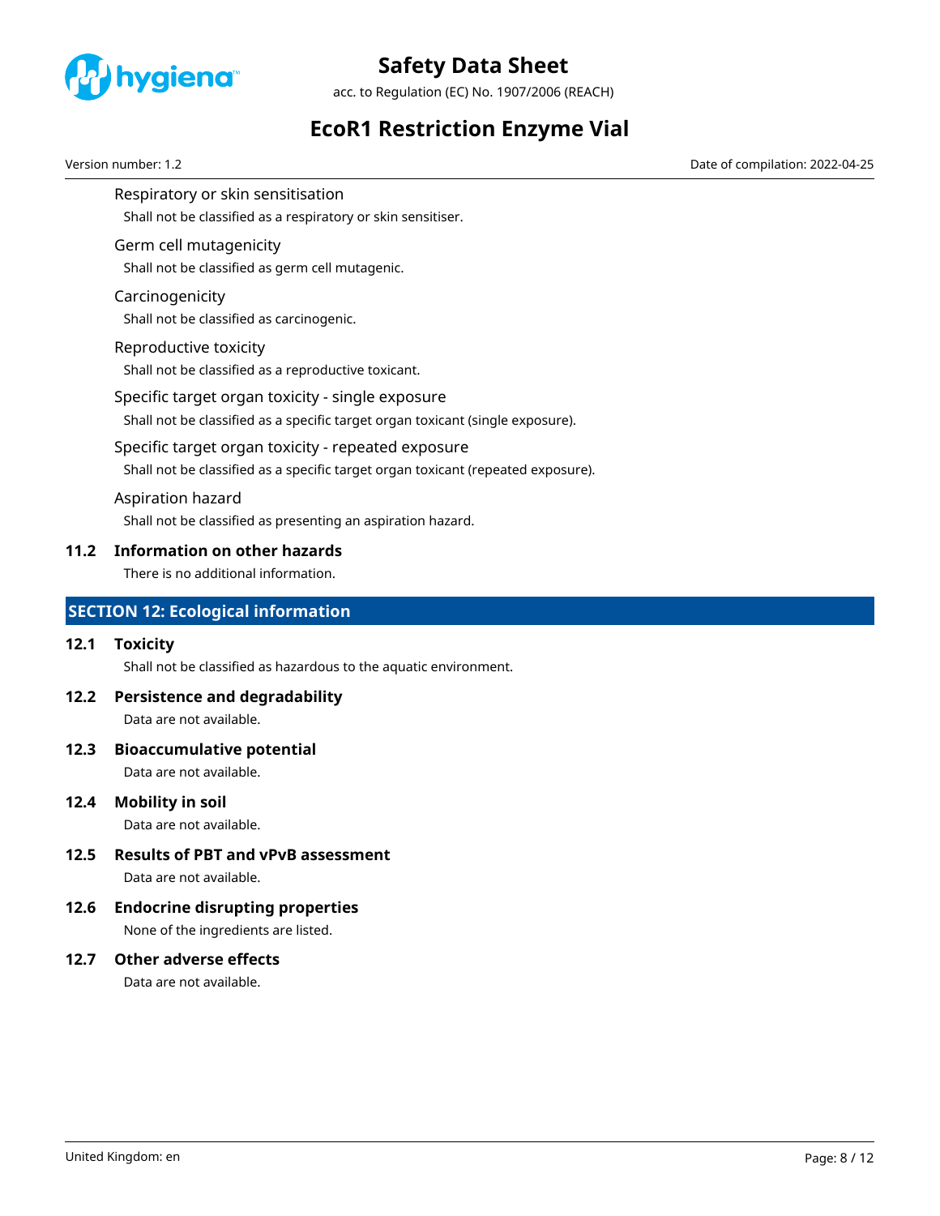Respiratory or skin sensitisation

Shall not be classified as a respiratory or skin sensitiser.

Germ cell mutagenicity

Shall not be classified as germ cell mutagenic.

Carcinogenicity

Shall not be classified as carcinogenic.

Reproductive toxicity

Shall not be classified as a reproductive toxicant.

Specific target organ toxicity - single exposure

Shall not be classified as a specific target organ toxicant (single exposure).

Specific target organ toxicity - repeated exposure

Shall not be classified as a specific target organ toxicant (repeated exposure).

Aspiration hazard

Shall not be classified as presenting an aspiration hazard.

### 11.2 Information on other hazards

There is no additional information.

## SECTION 12: Ecological information

### 12.1 Toxicity

Shall not be classified as hazardous to the aquatic environment.

### 12.2 Persistence and degradability

Data are not available.

### 12.3 Bioaccumulative potential

Data are not available.

### 12.4 Mobility in soil

Data are not available.

### 12.5 Results of PBT and vPvB assessment

Data are not available.

### 12.6 Endocrine disrupting properties

None of the ingredients are listed.

### 12.7 Other adverse effects

Data are not available.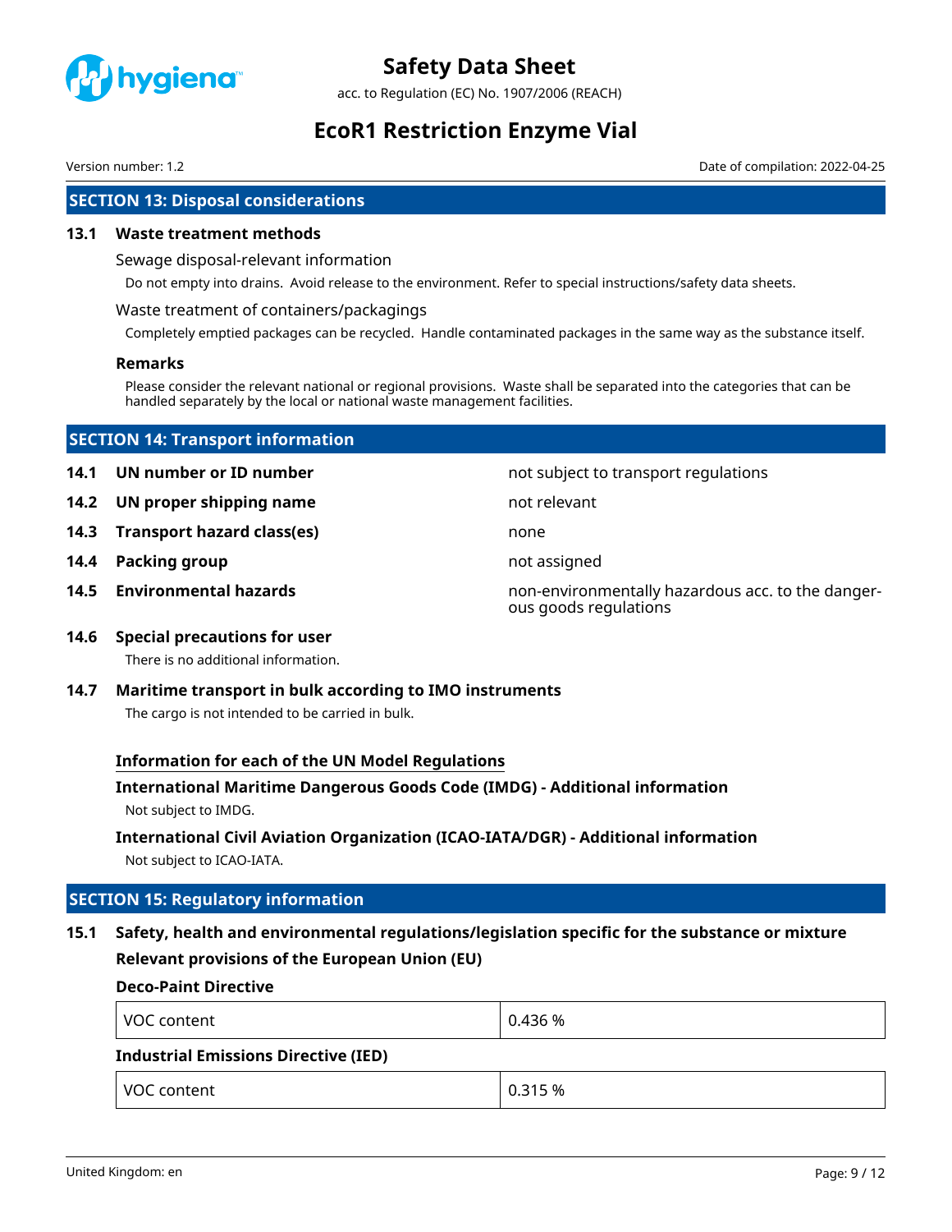## SECTION 13: Disposal considerations

### 13.1 Waste treatment methods

Sewage disposal-relevant information

Do not empty into drains. Avoid release to the environment. Refer to special instructions/safety data sheets.

Waste treatment of containers/packagings

Completely emptied packages can be recycled. Handle contaminated packages in the same way as the substance itself.

**Remarks**

Please consider the relevant national or regional provisions. Waste shall be separated into the categories that can be handled separately by the local or national waste management facilities.

## SECTION 14: Transport information

| | | |
|---|---|---|
| **14.1** | **UN number or ID number** | not subject to transport regulations |
| **14.2** | **UN proper shipping name** | not relevant |
| **14.3** | **Transport hazard class(es)** | none |
| **14.4** | **Packing group** | not assigned |
| **14.5** | **Environmental hazards** | non-environmentally hazardous acc. to the dangerous goods regulations |

### 14.6 Special precautions for user

There is no additional information.

### 14.7 Maritime transport in bulk according to IMO instruments

The cargo is not intended to be carried in bulk.

**Information for each of the UN Model Regulations**

**International Maritime Dangerous Goods Code (IMDG) - Additional information**

Not subject to IMDG.

**International Civil Aviation Organization (ICAO-IATA/DGR) - Additional information**

Not subject to ICAO-IATA.

## SECTION 15: Regulatory information

### 15.1 Safety, health and environmental regulations/legislation specific for the substance or mixture

**Relevant provisions of the European Union (EU)**

**Deco-Paint Directive**

| | |
|---|---|
| VOC content | 0.436 % |

**Industrial Emissions Directive (IED)**

| | |
|---|---|
| VOC content | 0.315 % |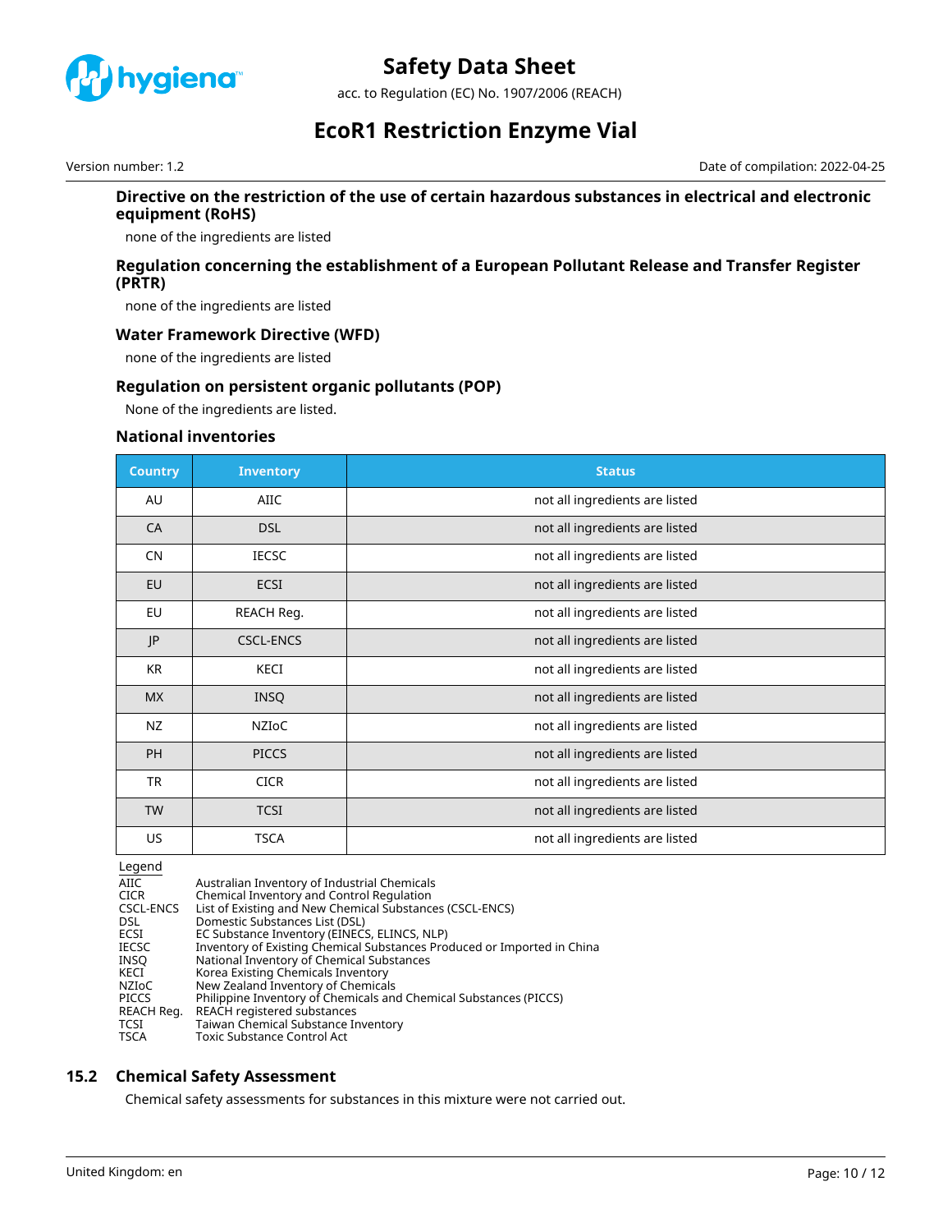### Directive on the restriction of the use of certain hazardous substances in electrical and electronic equipment (RoHS)

none of the ingredients are listed

### Regulation concerning the establishment of a European Pollutant Release and Transfer Register (PRTR)

none of the ingredients are listed

### Water Framework Directive (WFD)

none of the ingredients are listed

### Regulation on persistent organic pollutants (POP)

None of the ingredients are listed.

### National inventories

| Country | Inventory | Status |
|---|---|---|
| AU | AIIC | not all ingredients are listed |
| CA | DSL | not all ingredients are listed |
| CN | IECSC | not all ingredients are listed |
| EU | ECSI | not all ingredients are listed |
| EU | REACH Reg. | not all ingredients are listed |
| JP | CSCL-ENCS | not all ingredients are listed |
| KR | KECI | not all ingredients are listed |
| MX | INSQ | not all ingredients are listed |
| NZ | NZIoC | not all ingredients are listed |
| PH | PICCS | not all ingredients are listed |
| TR | CICR | not all ingredients are listed |
| TW | TCSI | not all ingredients are listed |
| US | TSCA | not all ingredients are listed |

Legend

| | |
|---|---|
| AIIC | Australian Inventory of Industrial Chemicals |
| CICR | Chemical Inventory and Control Regulation |
| CSCL-ENCS | List of Existing and New Chemical Substances (CSCL-ENCS) |
| DSL | Domestic Substances List (DSL) |
| ECSI | EC Substance Inventory (EINECS, ELINCS, NLP) |
| IECSC | Inventory of Existing Chemical Substances Produced or Imported in China |
| INSQ | National Inventory of Chemical Substances |
| KECI | Korea Existing Chemicals Inventory |
| NZIoC | New Zealand Inventory of Chemicals |
| PICCS | Philippine Inventory of Chemicals and Chemical Substances (PICCS) |
| REACH Reg. | REACH registered substances |
| TCSI | Taiwan Chemical Substance Inventory |
| TSCA | Toxic Substance Control Act |

## 15.2 Chemical Safety Assessment

Chemical safety assessments for substances in this mixture were not carried out.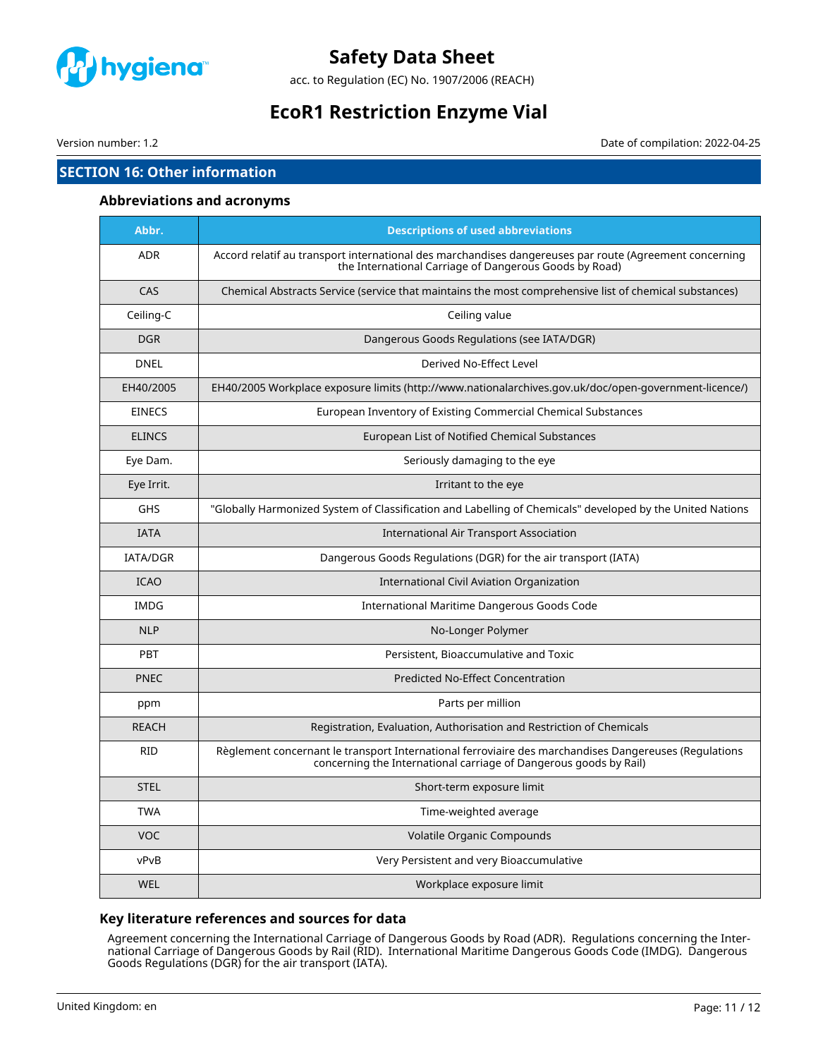## SECTION 16: Other information

### Abbreviations and acronyms

| Abbr. | Descriptions of used abbreviations |
| --- | --- |
| ADR | Accord relatif au transport international des marchandises dangereuses par route (Agreement concerning the International Carriage of Dangerous Goods by Road) |
| CAS | Chemical Abstracts Service (service that maintains the most comprehensive list of chemical substances) |
| Ceiling-C | Ceiling value |
| DGR | Dangerous Goods Regulations (see IATA/DGR) |
| DNEL | Derived No-Effect Level |
| EH40/2005 | EH40/2005 Workplace exposure limits (http://www.nationalarchives.gov.uk/doc/open-government-licence/) |
| EINECS | European Inventory of Existing Commercial Chemical Substances |
| ELINCS | European List of Notified Chemical Substances |
| Eye Dam. | Seriously damaging to the eye |
| Eye Irrit. | Irritant to the eye |
| GHS | "Globally Harmonized System of Classification and Labelling of Chemicals" developed by the United Nations |
| IATA | International Air Transport Association |
| IATA/DGR | Dangerous Goods Regulations (DGR) for the air transport (IATA) |
| ICAO | International Civil Aviation Organization |
| IMDG | International Maritime Dangerous Goods Code |
| NLP | No-Longer Polymer |
| PBT | Persistent, Bioaccumulative and Toxic |
| PNEC | Predicted No-Effect Concentration |
| ppm | Parts per million |
| REACH | Registration, Evaluation, Authorisation and Restriction of Chemicals |
| RID | Règlement concernant le transport International ferroviaire des marchandises Dangereuses (Regulations concerning the International carriage of Dangerous goods by Rail) |
| STEL | Short-term exposure limit |
| TWA | Time-weighted average |
| VOC | Volatile Organic Compounds |
| vPvB | Very Persistent and very Bioaccumulative |
| WEL | Workplace exposure limit |

### Key literature references and sources for data

Agreement concerning the International Carriage of Dangerous Goods by Road (ADR). Regulations concerning the International Carriage of Dangerous Goods by Rail (RID). International Maritime Dangerous Goods Code (IMDG). Dangerous Goods Regulations (DGR) for the air transport (IATA).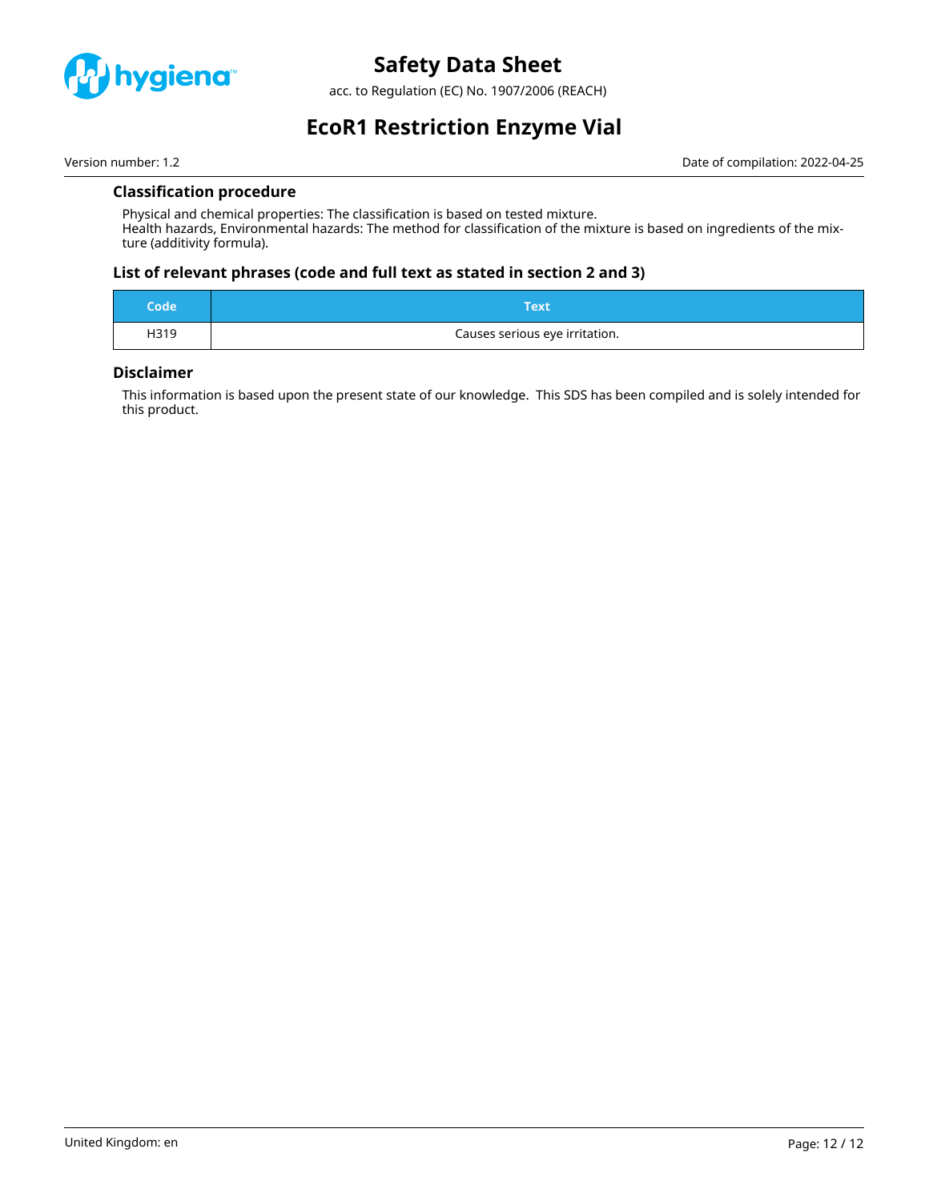### Classification procedure

Physical and chemical properties: The classification is based on tested mixture.
Health hazards, Environmental hazards: The method for classification of the mixture is based on ingredients of the mixture (additivity formula).

### List of relevant phrases (code and full text as stated in section 2 and 3)

| Code | Text |
|---|---|
| H319 | Causes serious eye irritation. |

### Disclaimer

This information is based upon the present state of our knowledge. This SDS has been compiled and is solely intended for this product.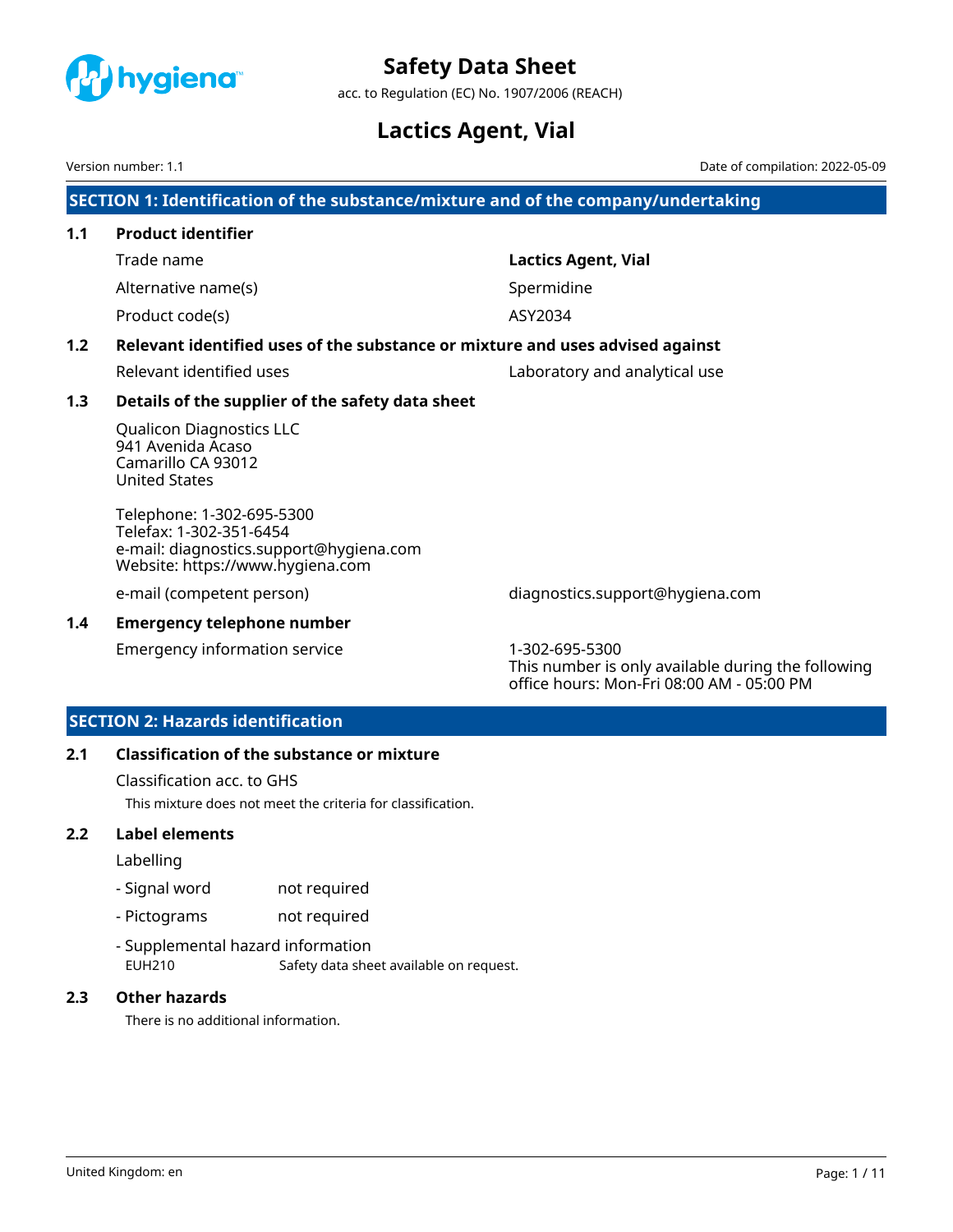# Safety Data Sheet

acc. to Regulation (EC) No. 1907/2006 (REACH)

# Lactics Agent, Vial

Version number: 1.1 | Date of compilation: 2022-05-09

## SECTION 1: Identification of the substance/mixture and of the company/undertaking

### 1.1 Product identifier

| | |
|---|---|
| Trade name | **Lactics Agent, Vial** |
| Alternative name(s) | Spermidine |
| Product code(s) | ASY2034 |

### 1.2 Relevant identified uses of the substance or mixture and uses advised against

| | |
|---|---|
| Relevant identified uses | Laboratory and analytical use |

### 1.3 Details of the supplier of the safety data sheet

Qualicon Diagnostics LLC
941 Avenida Acaso
Camarillo CA 93012
United States

Telephone: 1-302-695-5300
Telefax: 1-302-351-6454
e-mail: diagnostics.support@hygiena.com
Website: https://www.hygiena.com

| | |
|---|---|
| e-mail (competent person) | diagnostics.support@hygiena.com |

### 1.4 Emergency telephone number

| | |
|---|---|
| Emergency information service | 1-302-695-5300<br>This number is only available during the following office hours: Mon-Fri 08:00 AM - 05:00 PM |

## SECTION 2: Hazards identification

### 2.1 Classification of the substance or mixture

Classification acc. to GHS

This mixture does not meet the criteria for classification.

### 2.2 Label elements

Labelling

- Signal word: not required
- Pictograms: not required
- Supplemental hazard information

EUH210 Safety data sheet available on request.

### 2.3 Other hazards

There is no additional information.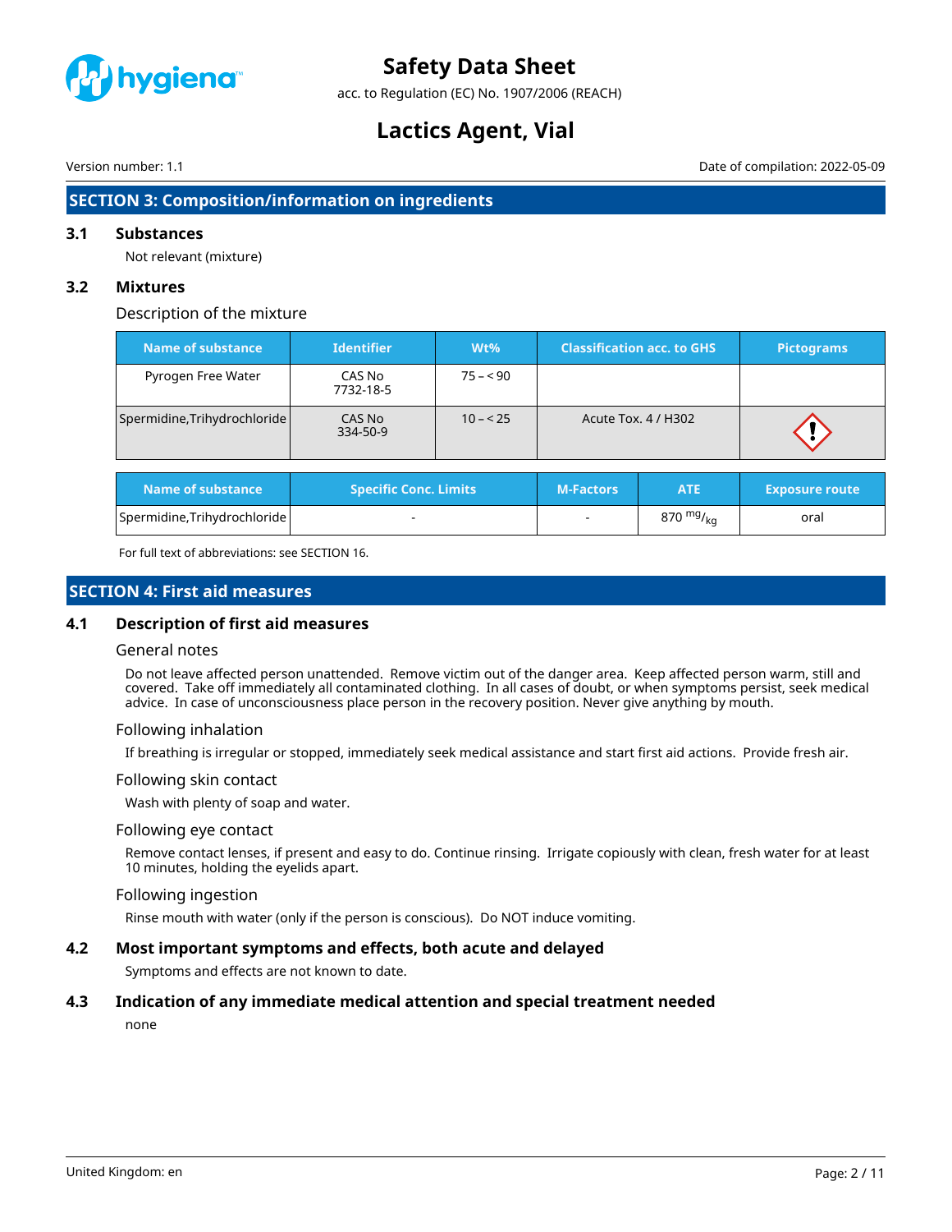## SECTION 3: Composition/information on ingredients

### 3.1 Substances

Not relevant (mixture)

### 3.2 Mixtures

Description of the mixture

| Name of substance | Identifier | Wt% | Classification acc. to GHS | Pictograms |
|---|---|---|---|---|
| Pyrogen Free Water | CAS No 7732-18-5 | 75 – < 90 | | |
| Spermidine,Trihydrochloride | CAS No 334-50-9 | 10 – < 25 | Acute Tox. 4 / H302 | ⟨!⟩ |

| Name of substance | Specific Conc. Limits | M-Factors | ATE | Exposure route |
|---|---|---|---|---|
| Spermidine,Trihydrochloride | - | - | 870 $^{mg}/_{kg}$ | oral |

For full text of abbreviations: see SECTION 16.

## SECTION 4: First aid measures

### 4.1 Description of first aid measures

General notes

Do not leave affected person unattended. Remove victim out of the danger area. Keep affected person warm, still and covered. Take off immediately all contaminated clothing. In all cases of doubt, or when symptoms persist, seek medical advice. In case of unconsciousness place person in the recovery position. Never give anything by mouth.

Following inhalation

If breathing is irregular or stopped, immediately seek medical assistance and start first aid actions. Provide fresh air.

Following skin contact

Wash with plenty of soap and water.

Following eye contact

Remove contact lenses, if present and easy to do. Continue rinsing. Irrigate copiously with clean, fresh water for at least 10 minutes, holding the eyelids apart.

Following ingestion

Rinse mouth with water (only if the person is conscious). Do NOT induce vomiting.

### 4.2 Most important symptoms and effects, both acute and delayed

Symptoms and effects are not known to date.

### 4.3 Indication of any immediate medical attention and special treatment needed

none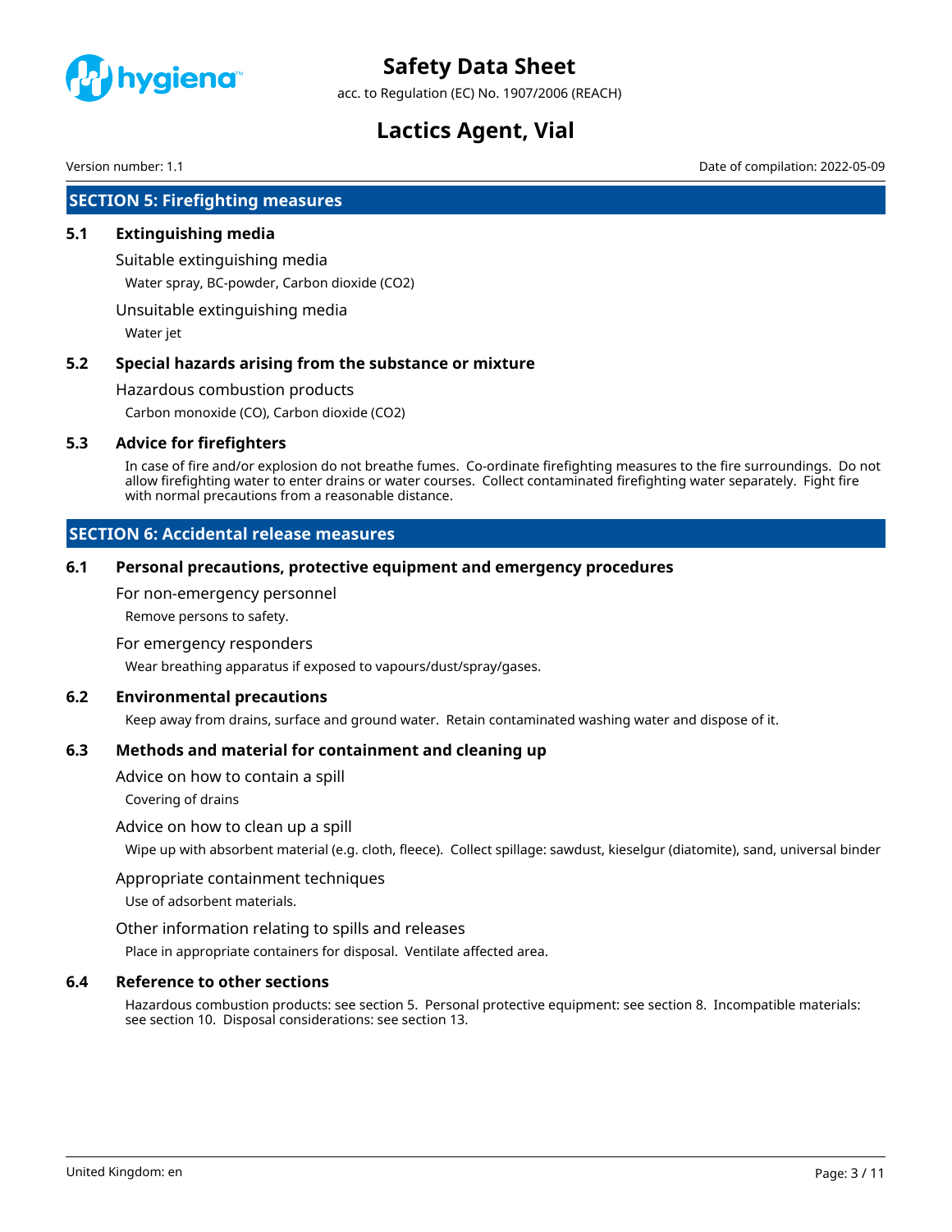## SECTION 5: Firefighting measures

### 5.1 Extinguishing media

Suitable extinguishing media

Water spray, BC-powder, Carbon dioxide ($CO_2$)

Unsuitable extinguishing media

Water jet

### 5.2 Special hazards arising from the substance or mixture

Hazardous combustion products

Carbon monoxide (CO), Carbon dioxide ($CO_2$)

### 5.3 Advice for firefighters

In case of fire and/or explosion do not breathe fumes. Co-ordinate firefighting measures to the fire surroundings. Do not allow firefighting water to enter drains or water courses. Collect contaminated firefighting water separately. Fight fire with normal precautions from a reasonable distance.

## SECTION 6: Accidental release measures

### 6.1 Personal precautions, protective equipment and emergency procedures

For non-emergency personnel

Remove persons to safety.

For emergency responders

Wear breathing apparatus if exposed to vapours/dust/spray/gases.

### 6.2 Environmental precautions

Keep away from drains, surface and ground water. Retain contaminated washing water and dispose of it.

### 6.3 Methods and material for containment and cleaning up

Advice on how to contain a spill

Covering of drains

Advice on how to clean up a spill

Wipe up with absorbent material (e.g. cloth, fleece). Collect spillage: sawdust, kieselgur (diatomite), sand, universal binder

Appropriate containment techniques

Use of adsorbent materials.

Other information relating to spills and releases

Place in appropriate containers for disposal. Ventilate affected area.

### 6.4 Reference to other sections

Hazardous combustion products: see section 5. Personal protective equipment: see section 8. Incompatible materials: see section 10. Disposal considerations: see section 13.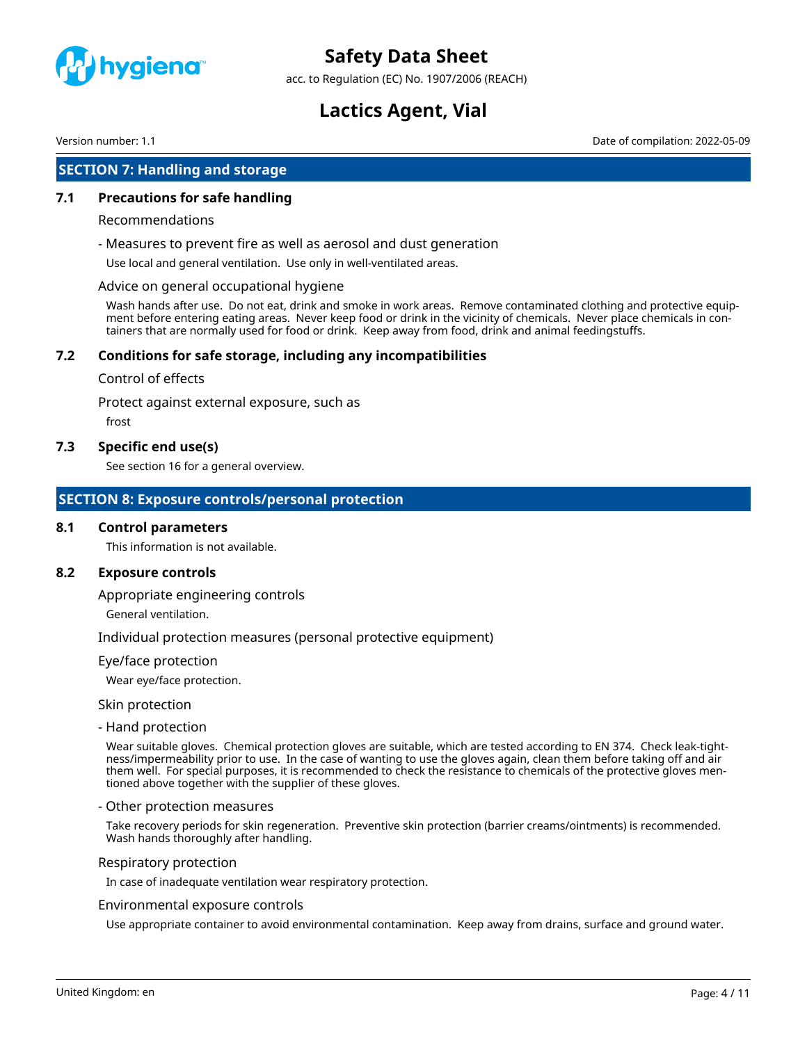## SECTION 7: Handling and storage

### 7.1 Precautions for safe handling

Recommendations

- Measures to prevent fire as well as aerosol and dust generation

Use local and general ventilation. Use only in well-ventilated areas.

Advice on general occupational hygiene

Wash hands after use. Do not eat, drink and smoke in work areas. Remove contaminated clothing and protective equipment before entering eating areas. Never keep food or drink in the vicinity of chemicals. Never place chemicals in containers that are normally used for food or drink. Keep away from food, drink and animal feedingstuffs.

### 7.2 Conditions for safe storage, including any incompatibilities

Control of effects

Protect against external exposure, such as

frost

### 7.3 Specific end use(s)

See section 16 for a general overview.

## SECTION 8: Exposure controls/personal protection

### 8.1 Control parameters

This information is not available.

### 8.2 Exposure controls

Appropriate engineering controls

General ventilation.

Individual protection measures (personal protective equipment)

Eye/face protection

Wear eye/face protection.

Skin protection

- Hand protection

Wear suitable gloves. Chemical protection gloves are suitable, which are tested according to EN 374. Check leak-tightness/impermeability prior to use. In the case of wanting to use the gloves again, clean them before taking off and air them well. For special purposes, it is recommended to check the resistance to chemicals of the protective gloves mentioned above together with the supplier of these gloves.

- Other protection measures

Take recovery periods for skin regeneration. Preventive skin protection (barrier creams/ointments) is recommended. Wash hands thoroughly after handling.

Respiratory protection

In case of inadequate ventilation wear respiratory protection.

Environmental exposure controls

Use appropriate container to avoid environmental contamination. Keep away from drains, surface and ground water.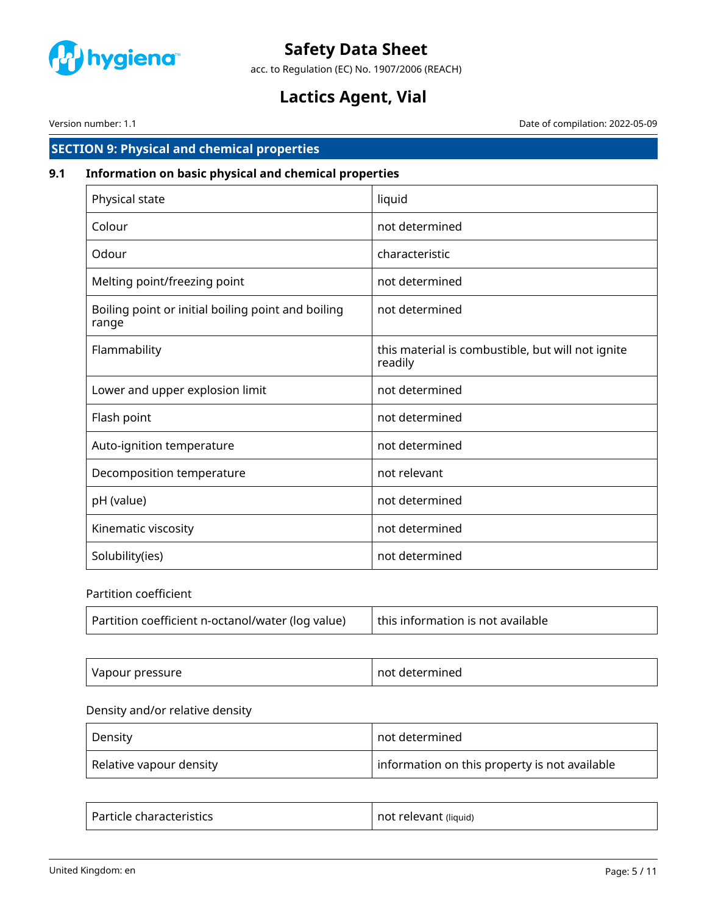## SECTION 9: Physical and chemical properties

### 9.1 Information on basic physical and chemical properties

| | |
|---|---|
| Physical state | liquid |
| Colour | not determined |
| Odour | characteristic |
| Melting point/freezing point | not determined |
| Boiling point or initial boiling point and boiling range | not determined |
| Flammability | this material is combustible, but will not ignite readily |
| Lower and upper explosion limit | not determined |
| Flash point | not determined |
| Auto-ignition temperature | not determined |
| Decomposition temperature | not relevant |
| pH (value) | not determined |
| Kinematic viscosity | not determined |
| Solubility(ies) | not determined |

Partition coefficient

| | |
|---|---|
| Partition coefficient n-octanol/water (log value) | this information is not available |

| | |
|---|---|
| Vapour pressure | not determined |

Density and/or relative density

| | |
|---|---|
| Density | not determined |
| Relative vapour density | information on this property is not available |

| | |
|---|---|
| Particle characteristics | not relevant (liquid) |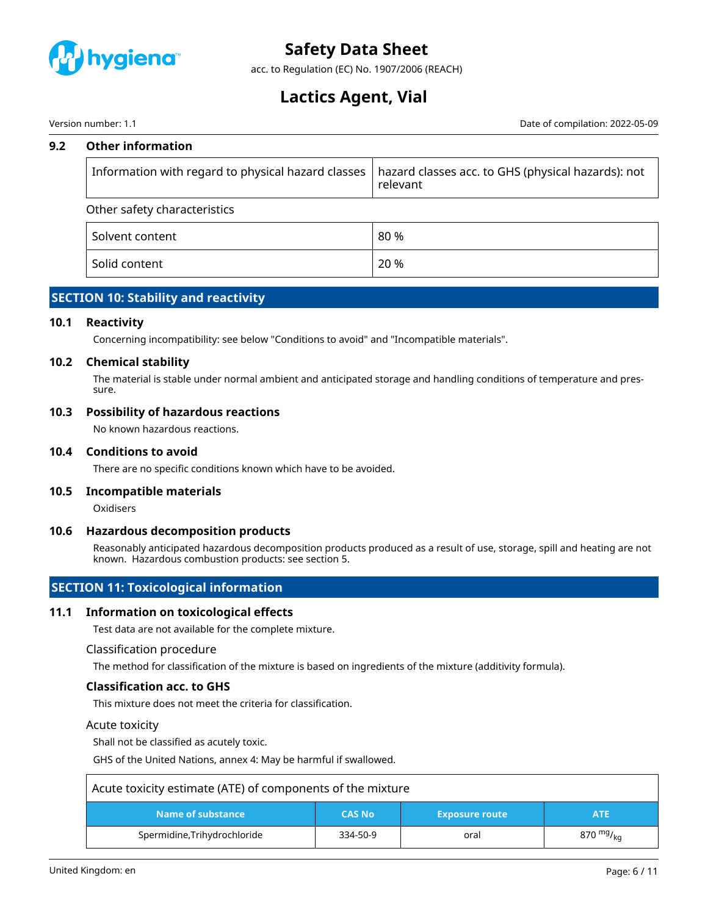### 9.2 Other information

| Information with regard to physical hazard classes | hazard classes acc. to GHS (physical hazards): not relevant |
|---|---|

Other safety characteristics

| Solvent content | 80 % |
|---|---|
| Solid content | 20 % |

## SECTION 10: Stability and reactivity

### 10.1 Reactivity

Concerning incompatibility: see below "Conditions to avoid" and "Incompatible materials".

### 10.2 Chemical stability

The material is stable under normal ambient and anticipated storage and handling conditions of temperature and pressure.

### 10.3 Possibility of hazardous reactions

No known hazardous reactions.

### 10.4 Conditions to avoid

There are no specific conditions known which have to be avoided.

### 10.5 Incompatible materials

Oxidisers

### 10.6 Hazardous decomposition products

Reasonably anticipated hazardous decomposition products produced as a result of use, storage, spill and heating are not known. Hazardous combustion products: see section 5.

## SECTION 11: Toxicological information

### 11.1 Information on toxicological effects

Test data are not available for the complete mixture.

Classification procedure

The method for classification of the mixture is based on ingredients of the mixture (additivity formula).

**Classification acc. to GHS**

This mixture does not meet the criteria for classification.

Acute toxicity

Shall not be classified as acutely toxic.

GHS of the United Nations, annex 4: May be harmful if swallowed.

| Acute toxicity estimate (ATE) of components of the mixture | | | |
|---|---|---|---|
| **Name of substance** | **CAS No** | **Exposure route** | **ATE** |
| Spermidine,Trihydrochloride | 334-50-9 | oral | 870 $^{mg}/_{kg}$ |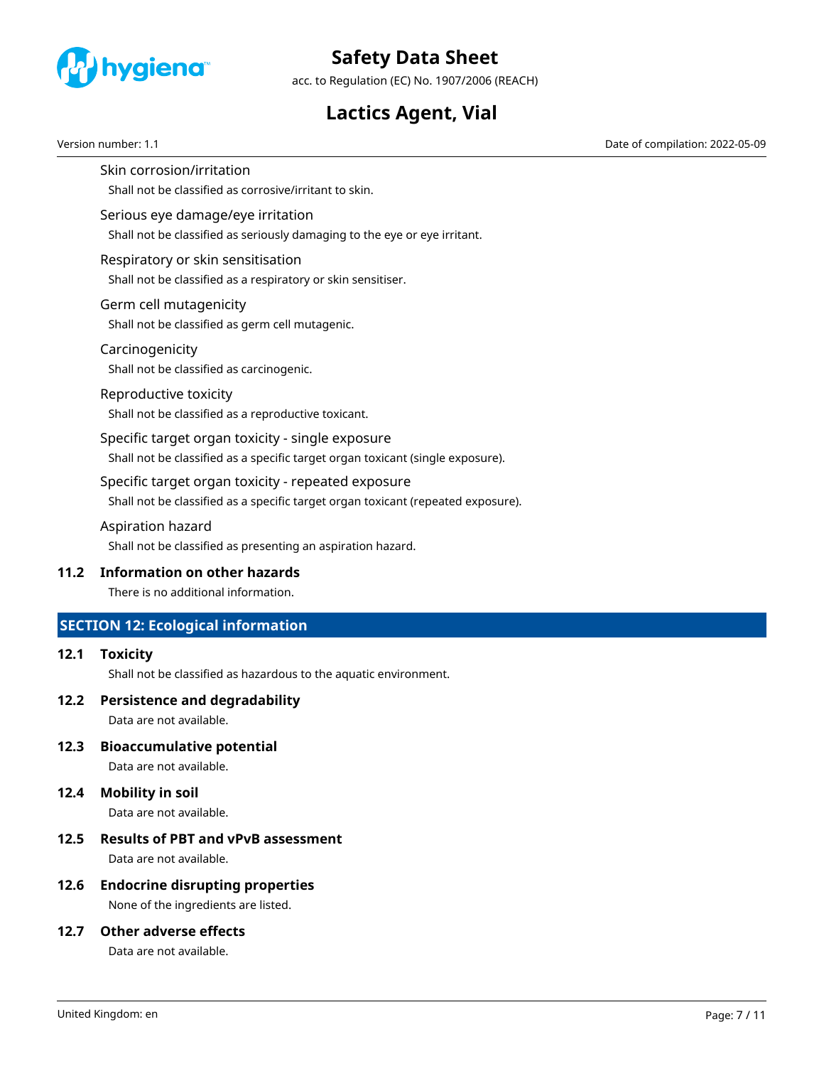#### Skin corrosion/irritation

Shall not be classified as corrosive/irritant to skin.

#### Serious eye damage/eye irritation

Shall not be classified as seriously damaging to the eye or eye irritant.

#### Respiratory or skin sensitisation

Shall not be classified as a respiratory or skin sensitiser.

#### Germ cell mutagenicity

Shall not be classified as germ cell mutagenic.

#### Carcinogenicity

Shall not be classified as carcinogenic.

#### Reproductive toxicity

Shall not be classified as a reproductive toxicant.

#### Specific target organ toxicity - single exposure

Shall not be classified as a specific target organ toxicant (single exposure).

#### Specific target organ toxicity - repeated exposure

Shall not be classified as a specific target organ toxicant (repeated exposure).

#### Aspiration hazard

Shall not be classified as presenting an aspiration hazard.

### 11.2 Information on other hazards

There is no additional information.

## SECTION 12: Ecological information

### 12.1 Toxicity

Shall not be classified as hazardous to the aquatic environment.

### 12.2 Persistence and degradability

Data are not available.

### 12.3 Bioaccumulative potential

Data are not available.

### 12.4 Mobility in soil

Data are not available.

### 12.5 Results of PBT and vPvB assessment

Data are not available.

### 12.6 Endocrine disrupting properties

None of the ingredients are listed.

### 12.7 Other adverse effects

Data are not available.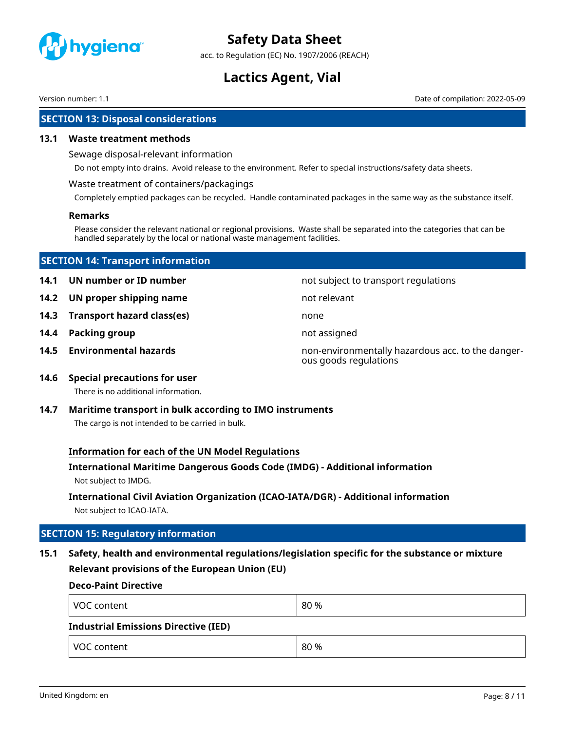## SECTION 13: Disposal considerations

### 13.1 Waste treatment methods

Sewage disposal-relevant information

Do not empty into drains. Avoid release to the environment. Refer to special instructions/safety data sheets.

Waste treatment of containers/packagings

Completely emptied packages can be recycled. Handle contaminated packages in the same way as the substance itself.

**Remarks**

Please consider the relevant national or regional provisions. Waste shall be separated into the categories that can be handled separately by the local or national waste management facilities.

## SECTION 14: Transport information

| | |
|---|---|
| **14.1 UN number or ID number** | not subject to transport regulations |
| **14.2 UN proper shipping name** | not relevant |
| **14.3 Transport hazard class(es)** | none |
| **14.4 Packing group** | not assigned |
| **14.5 Environmental hazards** | non-environmentally hazardous acc. to the dangerous goods regulations |

### 14.6 Special precautions for user

There is no additional information.

### 14.7 Maritime transport in bulk according to IMO instruments

The cargo is not intended to be carried in bulk.

**Information for each of the UN Model Regulations**

**International Maritime Dangerous Goods Code (IMDG) - Additional information**

Not subject to IMDG.

**International Civil Aviation Organization (ICAO-IATA/DGR) - Additional information**

Not subject to ICAO-IATA.

## SECTION 15: Regulatory information

### 15.1 Safety, health and environmental regulations/legislation specific for the substance or mixture

**Relevant provisions of the European Union (EU)**

**Deco-Paint Directive**

| | |
|---|---|
| VOC content | 80 % |

**Industrial Emissions Directive (IED)**

| | |
|---|---|
| VOC content | 80 % |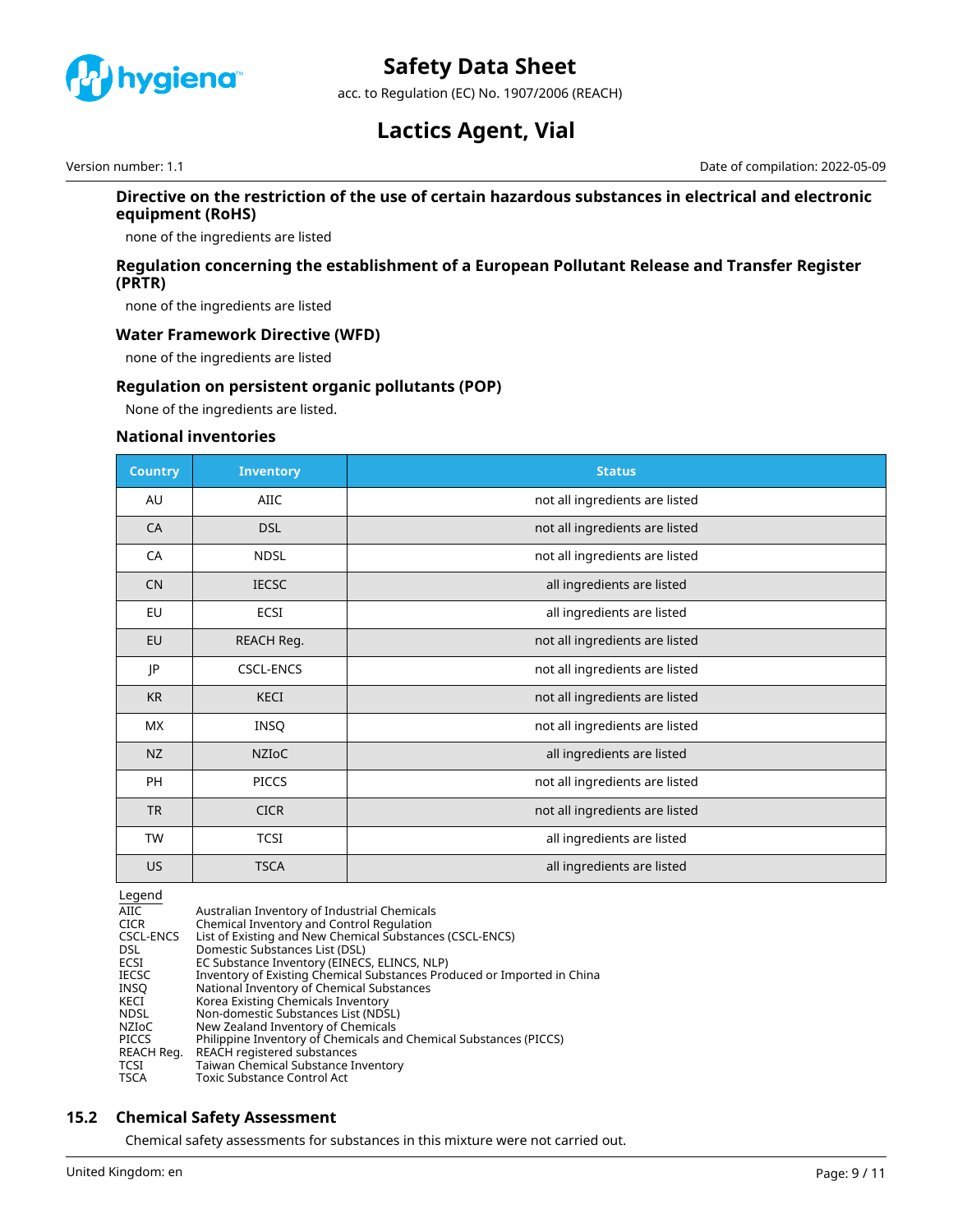#### Directive on the restriction of the use of certain hazardous substances in electrical and electronic equipment (RoHS)

none of the ingredients are listed

#### Regulation concerning the establishment of a European Pollutant Release and Transfer Register (PRTR)

none of the ingredients are listed

#### Water Framework Directive (WFD)

none of the ingredients are listed

#### Regulation on persistent organic pollutants (POP)

None of the ingredients are listed.

#### National inventories

| Country | Inventory | Status |
|---|---|---|
| AU | AIIC | not all ingredients are listed |
| CA | DSL | not all ingredients are listed |
| CA | NDSL | not all ingredients are listed |
| CN | IECSC | all ingredients are listed |
| EU | ECSI | all ingredients are listed |
| EU | REACH Reg. | not all ingredients are listed |
| JP | CSCL-ENCS | not all ingredients are listed |
| KR | KECI | not all ingredients are listed |
| MX | INSQ | not all ingredients are listed |
| NZ | NZIoC | all ingredients are listed |
| PH | PICCS | not all ingredients are listed |
| TR | CICR | not all ingredients are listed |
| TW | TCSI | all ingredients are listed |
| US | TSCA | all ingredients are listed |

Legend

| | |
|---|---|
| AIIC | Australian Inventory of Industrial Chemicals |
| CICR | Chemical Inventory and Control Regulation |
| CSCL-ENCS | List of Existing and New Chemical Substances (CSCL-ENCS) |
| DSL | Domestic Substances List (DSL) |
| ECSI | EC Substance Inventory (EINECS, ELINCS, NLP) |
| IECSC | Inventory of Existing Chemical Substances Produced or Imported in China |
| INSQ | National Inventory of Chemical Substances |
| KECI | Korea Existing Chemicals Inventory |
| NDSL | Non-domestic Substances List (NDSL) |
| NZIoC | New Zealand Inventory of Chemicals |
| PICCS | Philippine Inventory of Chemicals and Chemical Substances (PICCS) |
| REACH Reg. | REACH registered substances |
| TCSI | Taiwan Chemical Substance Inventory |
| TSCA | Toxic Substance Control Act |

### 15.2 Chemical Safety Assessment

Chemical safety assessments for substances in this mixture were not carried out.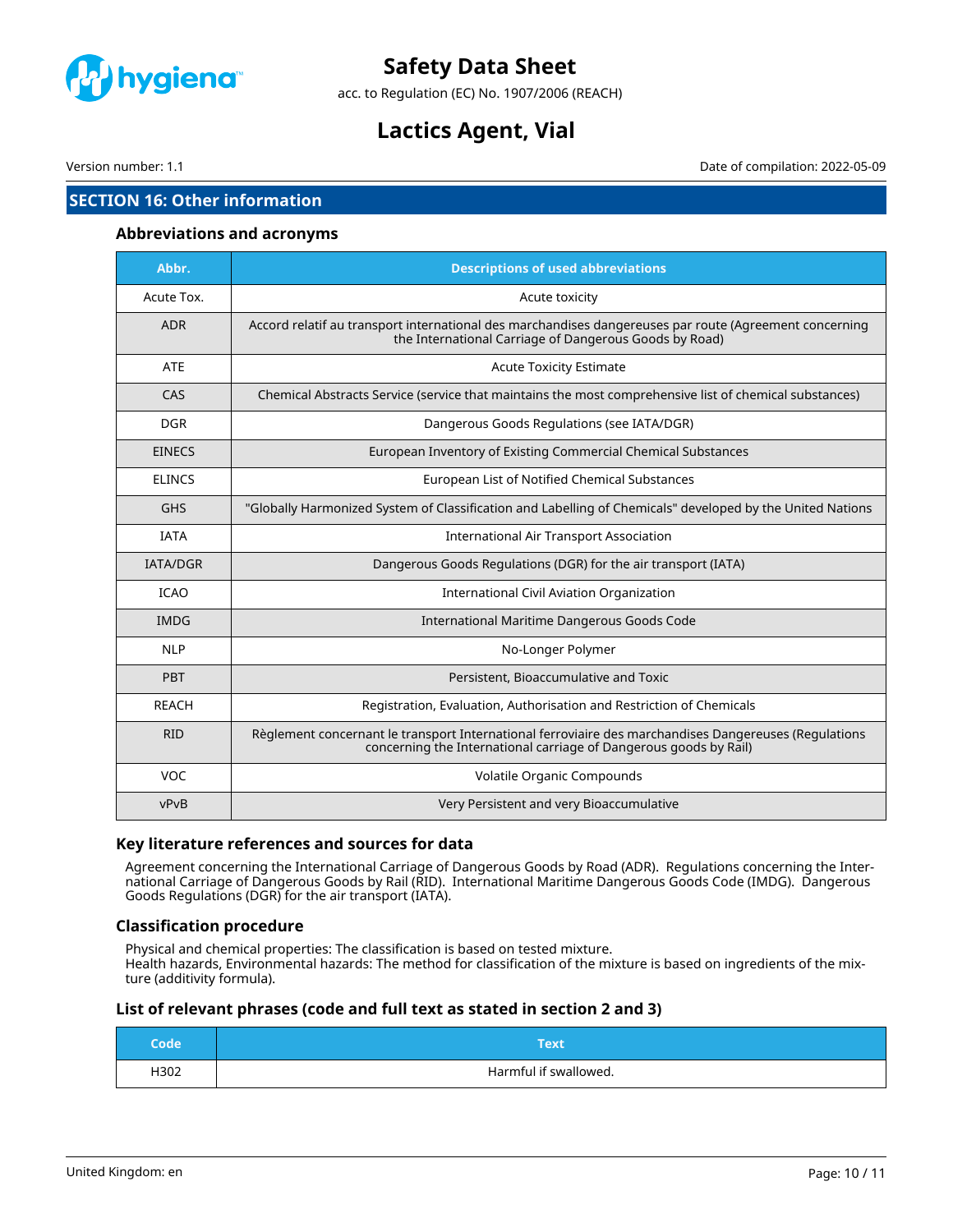## SECTION 16: Other information

### Abbreviations and acronyms

| Abbr. | Descriptions of used abbreviations |
|---|---|
| Acute Tox. | Acute toxicity |
| ADR | Accord relatif au transport international des marchandises dangereuses par route (Agreement concerning the International Carriage of Dangerous Goods by Road) |
| ATE | Acute Toxicity Estimate |
| CAS | Chemical Abstracts Service (service that maintains the most comprehensive list of chemical substances) |
| DGR | Dangerous Goods Regulations (see IATA/DGR) |
| EINECS | European Inventory of Existing Commercial Chemical Substances |
| ELINCS | European List of Notified Chemical Substances |
| GHS | "Globally Harmonized System of Classification and Labelling of Chemicals" developed by the United Nations |
| IATA | International Air Transport Association |
| IATA/DGR | Dangerous Goods Regulations (DGR) for the air transport (IATA) |
| ICAO | International Civil Aviation Organization |
| IMDG | International Maritime Dangerous Goods Code |
| NLP | No-Longer Polymer |
| PBT | Persistent, Bioaccumulative and Toxic |
| REACH | Registration, Evaluation, Authorisation and Restriction of Chemicals |
| RID | Règlement concernant le transport International ferroviaire des marchandises Dangereuses (Regulations concerning the International carriage of Dangerous goods by Rail) |
| VOC | Volatile Organic Compounds |
| vPvB | Very Persistent and very Bioaccumulative |

### Key literature references and sources for data

Agreement concerning the International Carriage of Dangerous Goods by Road (ADR). Regulations concerning the International Carriage of Dangerous Goods by Rail (RID). International Maritime Dangerous Goods Code (IMDG). Dangerous Goods Regulations (DGR) for the air transport (IATA).

### Classification procedure

Physical and chemical properties: The classification is based on tested mixture.
Health hazards, Environmental hazards: The method for classification of the mixture is based on ingredients of the mixture (additivity formula).

### List of relevant phrases (code and full text as stated in section 2 and 3)

| Code | Text |
|---|---|
| H302 | Harmful if swallowed. |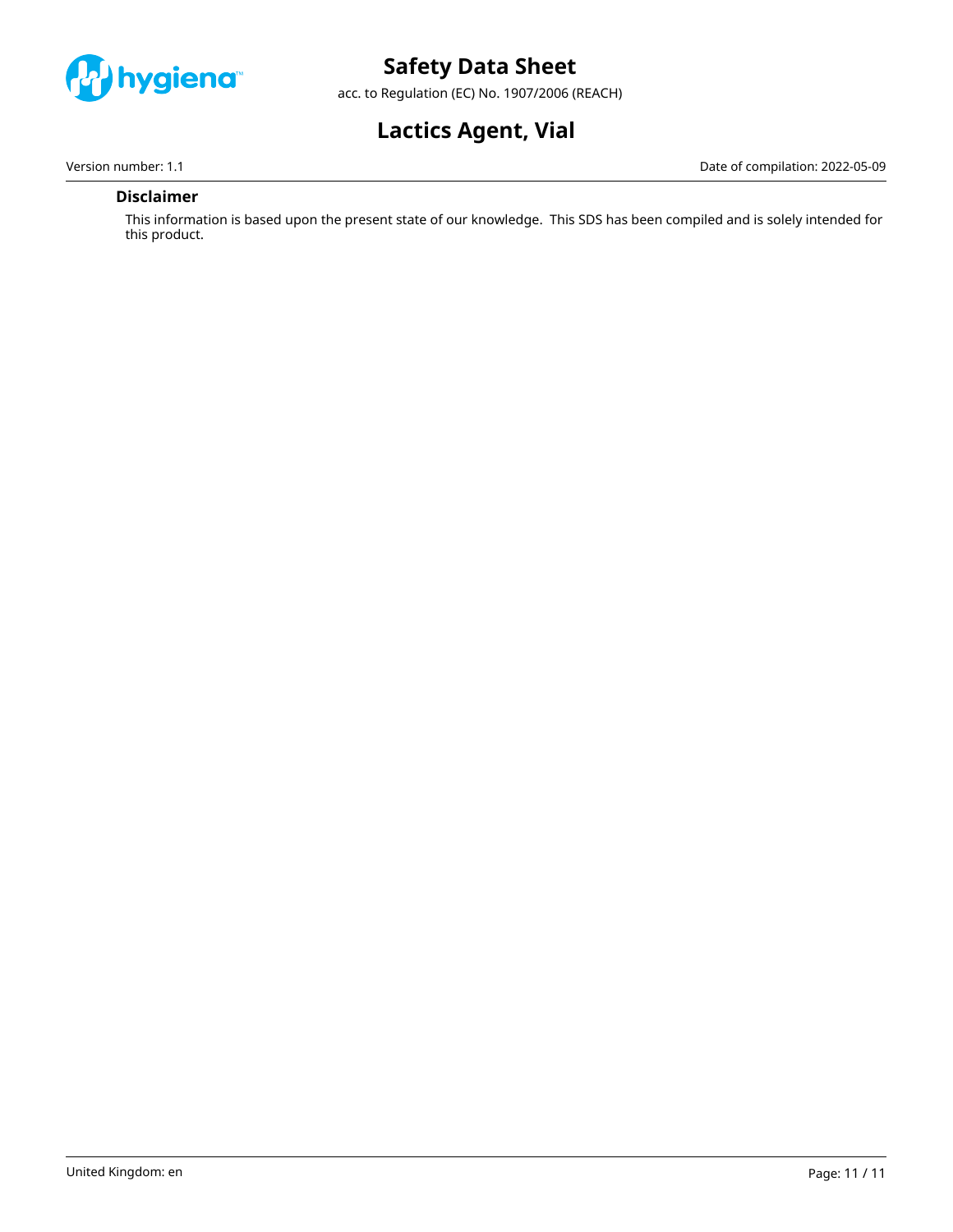### Disclaimer

This information is based upon the present state of our knowledge. This SDS has been compiled and is solely intended for this product.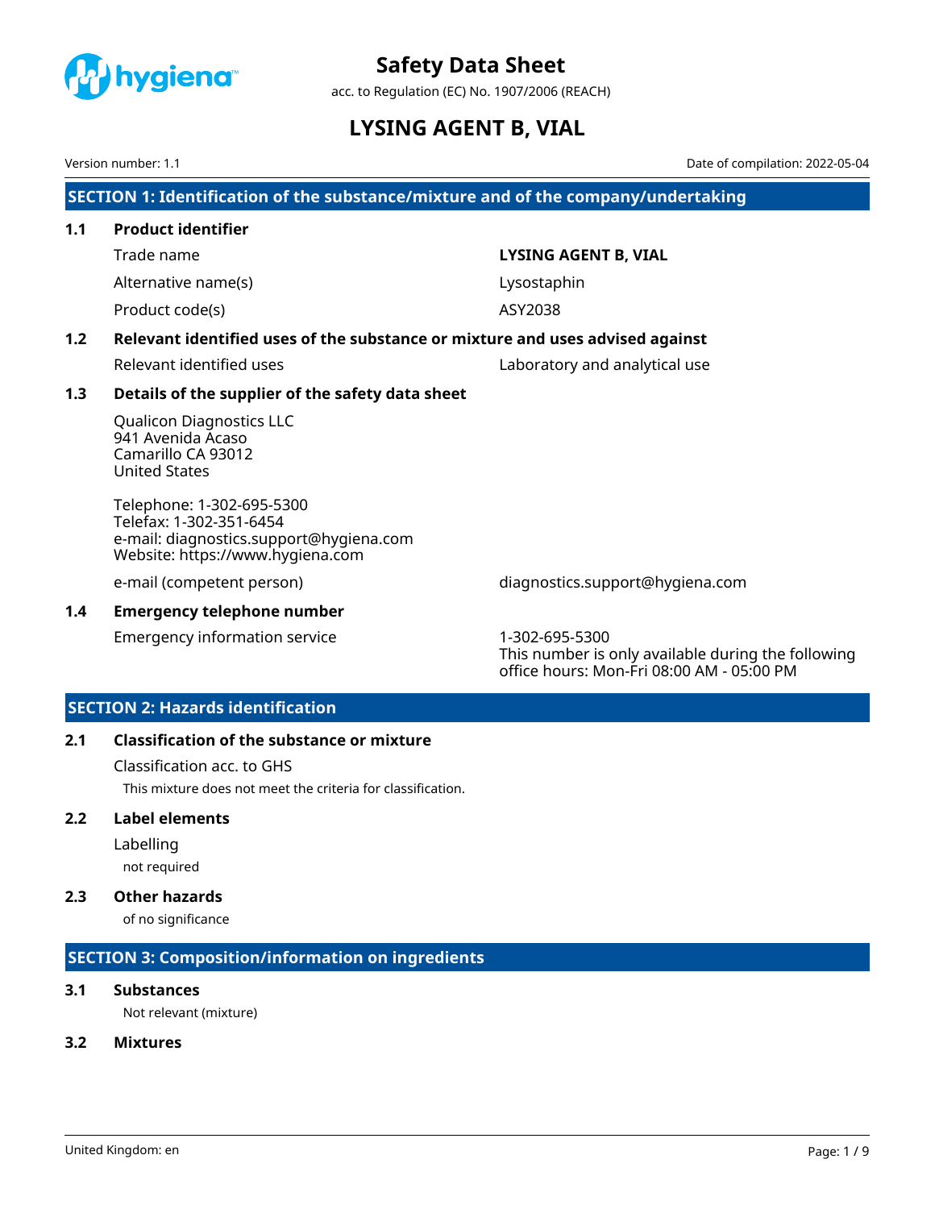# Safety Data Sheet

acc. to Regulation (EC) No. 1907/2006 (REACH)

# LYSING AGENT B, VIAL

Version number: 1.1

Date of compilation: 2022-05-04

## SECTION 1: Identification of the substance/mixture and of the company/undertaking

### 1.1 Product identifier

| | |
|---|---|
| Trade name | **LYSING AGENT B, VIAL** |
| Alternative name(s) | Lysostaphin |
| Product code(s) | ASY2038 |

### 1.2 Relevant identified uses of the substance or mixture and uses advised against

| | |
|---|---|
| Relevant identified uses | Laboratory and analytical use |

### 1.3 Details of the supplier of the safety data sheet

Qualicon Diagnostics LLC
941 Avenida Acaso
Camarillo CA 93012
United States

Telephone: 1-302-695-5300
Telefax: 1-302-351-6454
e-mail: diagnostics.support@hygiena.com
Website: https://www.hygiena.com

| | |
|---|---|
| e-mail (competent person) | diagnostics.support@hygiena.com |

### 1.4 Emergency telephone number

| | |
|---|---|
| Emergency information service | 1-302-695-5300<br>This number is only available during the following office hours: Mon-Fri 08:00 AM - 05:00 PM |

## SECTION 2: Hazards identification

### 2.1 Classification of the substance or mixture

Classification acc. to GHS

This mixture does not meet the criteria for classification.

### 2.2 Label elements

Labelling

not required

### 2.3 Other hazards

of no significance

## SECTION 3: Composition/information on ingredients

### 3.1 Substances

Not relevant (mixture)

### 3.2 Mixtures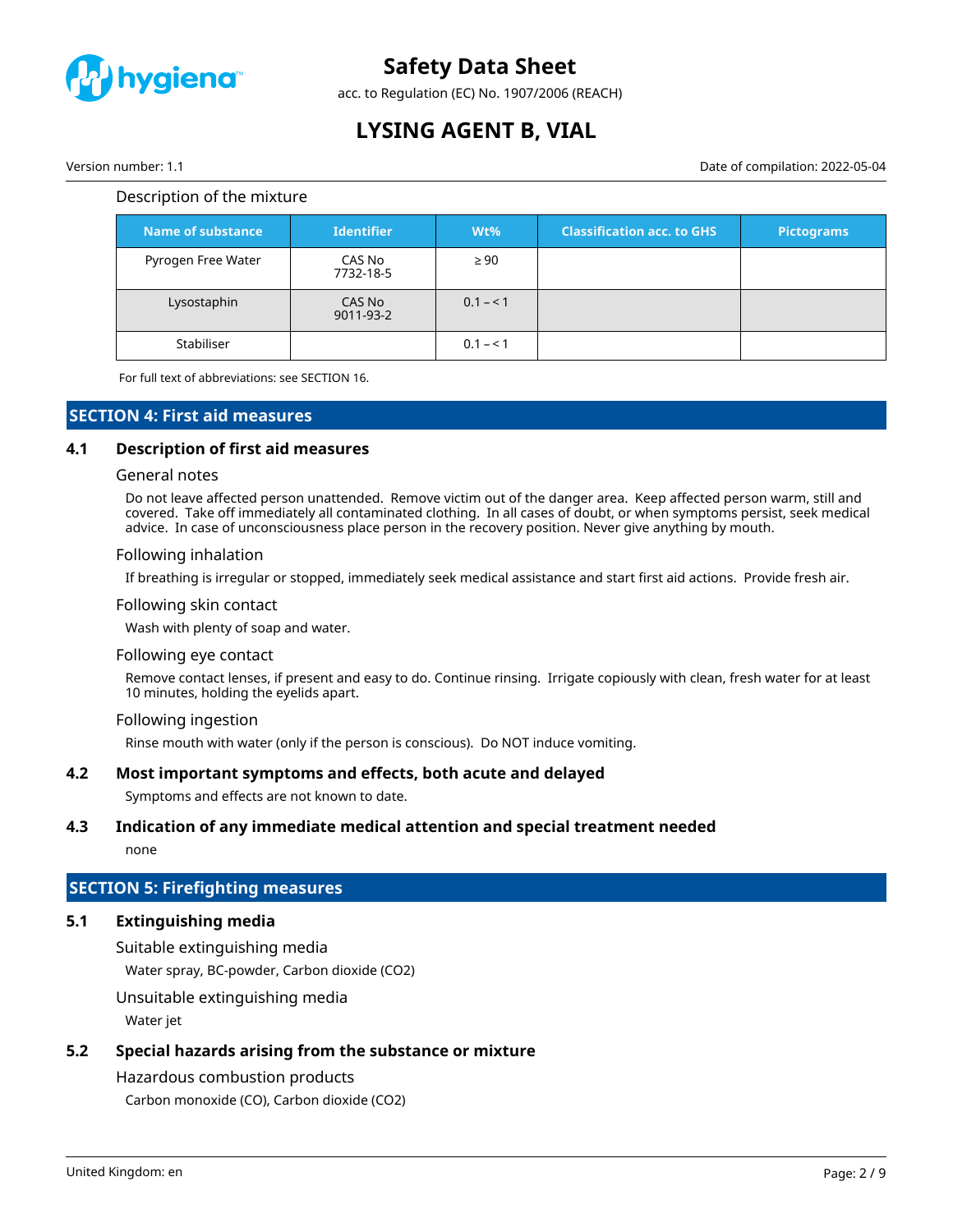Description of the mixture

| Name of substance | Identifier | Wt% | Classification acc. to GHS | Pictograms |
|---|---|---|---|---|
| Pyrogen Free Water | CAS No 7732-18-5 | ≥ 90 | | |
| Lysostaphin | CAS No 9011-93-2 | 0.1 – < 1 | | |
| Stabiliser | | 0.1 – < 1 | | |

For full text of abbreviations: see SECTION 16.

## SECTION 4: First aid measures

### 4.1 Description of first aid measures

General notes

Do not leave affected person unattended. Remove victim out of the danger area. Keep affected person warm, still and covered. Take off immediately all contaminated clothing. In all cases of doubt, or when symptoms persist, seek medical advice. In case of unconsciousness place person in the recovery position. Never give anything by mouth.

Following inhalation

If breathing is irregular or stopped, immediately seek medical assistance and start first aid actions. Provide fresh air.

Following skin contact

Wash with plenty of soap and water.

Following eye contact

Remove contact lenses, if present and easy to do. Continue rinsing. Irrigate copiously with clean, fresh water for at least 10 minutes, holding the eyelids apart.

Following ingestion

Rinse mouth with water (only if the person is conscious). Do NOT induce vomiting.

### 4.2 Most important symptoms and effects, both acute and delayed

Symptoms and effects are not known to date.

### 4.3 Indication of any immediate medical attention and special treatment needed

none

## SECTION 5: Firefighting measures

### 5.1 Extinguishing media

Suitable extinguishing media

Water spray, BC-powder, Carbon dioxide ($CO_2$)

Unsuitable extinguishing media

Water jet

### 5.2 Special hazards arising from the substance or mixture

Hazardous combustion products

Carbon monoxide (CO), Carbon dioxide ($CO_2$)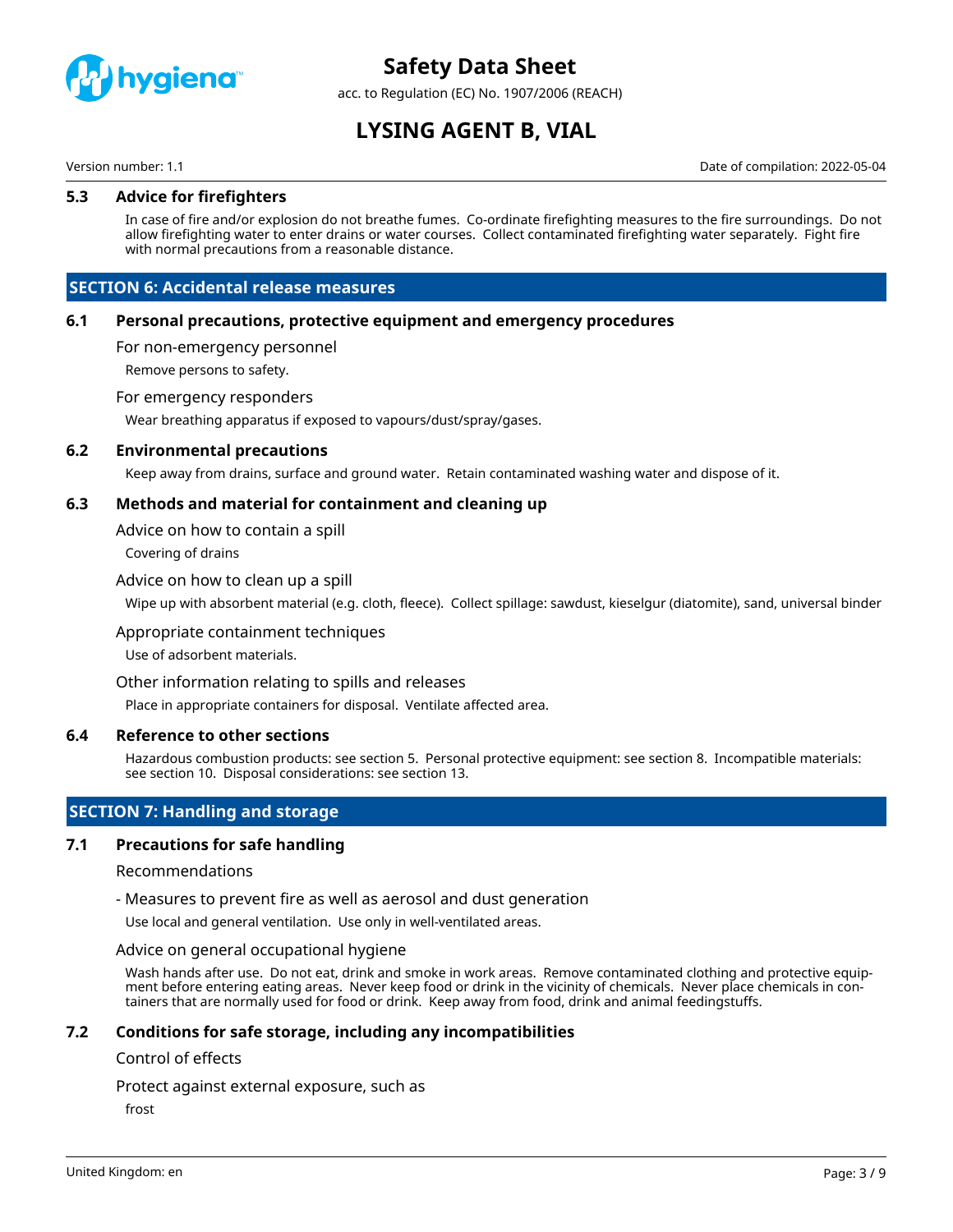### 5.3 Advice for firefighters

In case of fire and/or explosion do not breathe fumes. Co-ordinate firefighting measures to the fire surroundings. Do not allow firefighting water to enter drains or water courses. Collect contaminated firefighting water separately. Fight fire with normal precautions from a reasonable distance.

## SECTION 6: Accidental release measures

### 6.1 Personal precautions, protective equipment and emergency procedures

For non-emergency personnel

Remove persons to safety.

For emergency responders

Wear breathing apparatus if exposed to vapours/dust/spray/gases.

### 6.2 Environmental precautions

Keep away from drains, surface and ground water. Retain contaminated washing water and dispose of it.

### 6.3 Methods and material for containment and cleaning up

Advice on how to contain a spill

Covering of drains

Advice on how to clean up a spill

Wipe up with absorbent material (e.g. cloth, fleece). Collect spillage: sawdust, kieselgur (diatomite), sand, universal binder

Appropriate containment techniques

Use of adsorbent materials.

Other information relating to spills and releases

Place in appropriate containers for disposal. Ventilate affected area.

### 6.4 Reference to other sections

Hazardous combustion products: see section 5. Personal protective equipment: see section 8. Incompatible materials: see section 10. Disposal considerations: see section 13.

## SECTION 7: Handling and storage

### 7.1 Precautions for safe handling

Recommendations

- Measures to prevent fire as well as aerosol and dust generation

Use local and general ventilation. Use only in well-ventilated areas.

Advice on general occupational hygiene

Wash hands after use. Do not eat, drink and smoke in work areas. Remove contaminated clothing and protective equipment before entering eating areas. Never keep food or drink in the vicinity of chemicals. Never place chemicals in containers that are normally used for food or drink. Keep away from food, drink and animal feedingstuffs.

### 7.2 Conditions for safe storage, including any incompatibilities

Control of effects

Protect against external exposure, such as

frost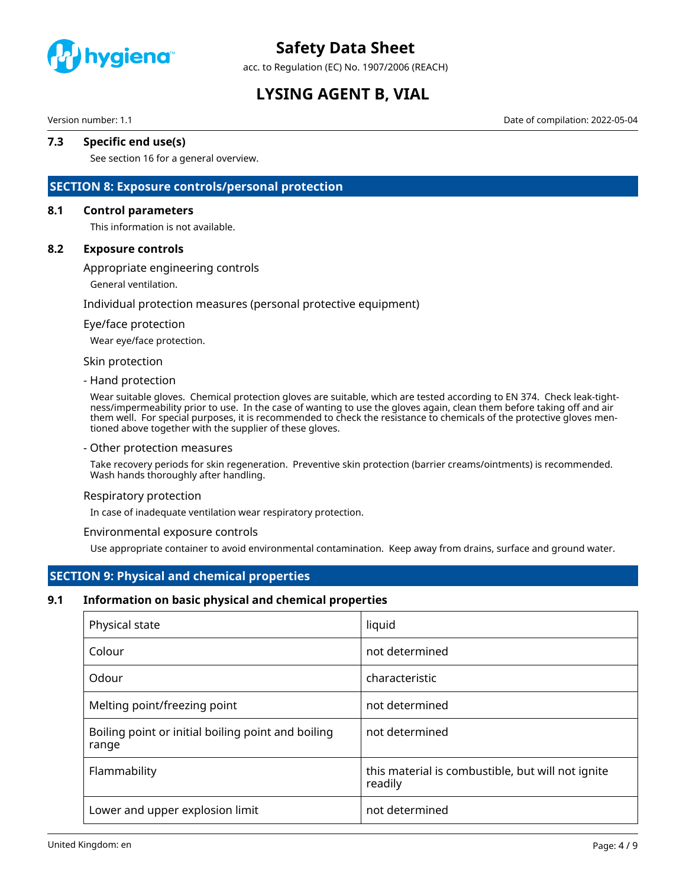### 7.3 Specific end use(s)

See section 16 for a general overview.

## SECTION 8: Exposure controls/personal protection

### 8.1 Control parameters

This information is not available.

### 8.2 Exposure controls

Appropriate engineering controls

General ventilation.

Individual protection measures (personal protective equipment)

Eye/face protection

Wear eye/face protection.

Skin protection

- Hand protection

Wear suitable gloves. Chemical protection gloves are suitable, which are tested according to EN 374. Check leak-tightness/impermeability prior to use. In the case of wanting to use the gloves again, clean them before taking off and air them well. For special purposes, it is recommended to check the resistance to chemicals of the protective gloves mentioned above together with the supplier of these gloves.

- Other protection measures

Take recovery periods for skin regeneration. Preventive skin protection (barrier creams/ointments) is recommended. Wash hands thoroughly after handling.

Respiratory protection

In case of inadequate ventilation wear respiratory protection.

Environmental exposure controls

Use appropriate container to avoid environmental contamination. Keep away from drains, surface and ground water.

## SECTION 9: Physical and chemical properties

### 9.1 Information on basic physical and chemical properties

| | |
|---|---|
| Physical state | liquid |
| Colour | not determined |
| Odour | characteristic |
| Melting point/freezing point | not determined |
| Boiling point or initial boiling point and boiling range | not determined |
| Flammability | this material is combustible, but will not ignite readily |
| Lower and upper explosion limit | not determined |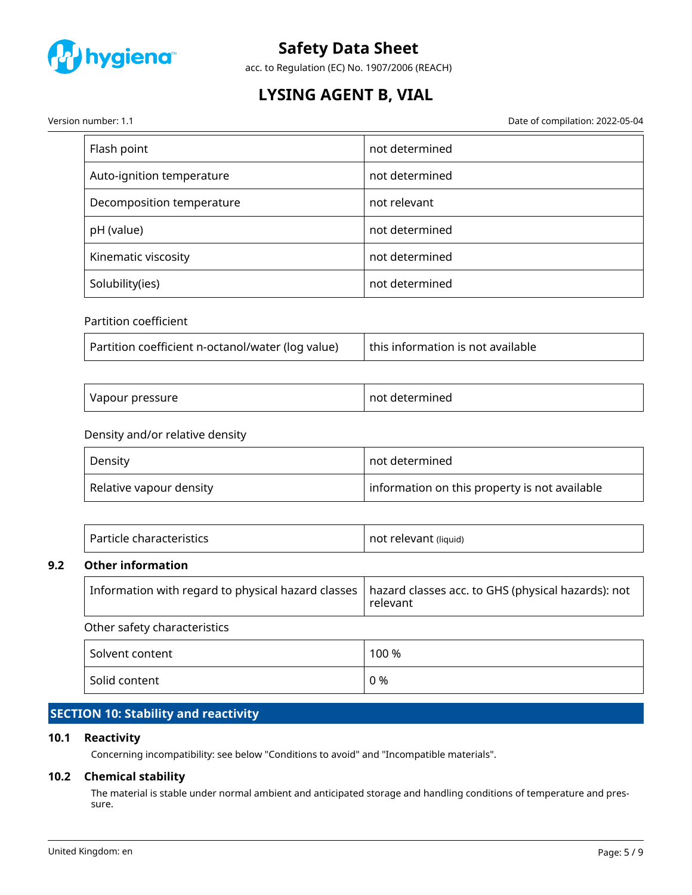| | |
|---|---|
| Flash point | not determined |
| Auto-ignition temperature | not determined |
| Decomposition temperature | not relevant |
| pH (value) | not determined |
| Kinematic viscosity | not determined |
| Solubility(ies) | not determined |

Partition coefficient

| | |
|---|---|
| Partition coefficient n-octanol/water (log value) | this information is not available |

| | |
|---|---|
| Vapour pressure | not determined |

Density and/or relative density

| | |
|---|---|
| Density | not determined |
| Relative vapour density | information on this property is not available |

| | |
|---|---|
| Particle characteristics | not relevant (liquid) |

### 9.2 Other information

| | |
|---|---|
| Information with regard to physical hazard classes | hazard classes acc. to GHS (physical hazards): not relevant |

Other safety characteristics

| | |
|---|---|
| Solvent content | 100 % |
| Solid content | 0 % |

## SECTION 10: Stability and reactivity

### 10.1 Reactivity

Concerning incompatibility: see below "Conditions to avoid" and "Incompatible materials".

### 10.2 Chemical stability

The material is stable under normal ambient and anticipated storage and handling conditions of temperature and pressure.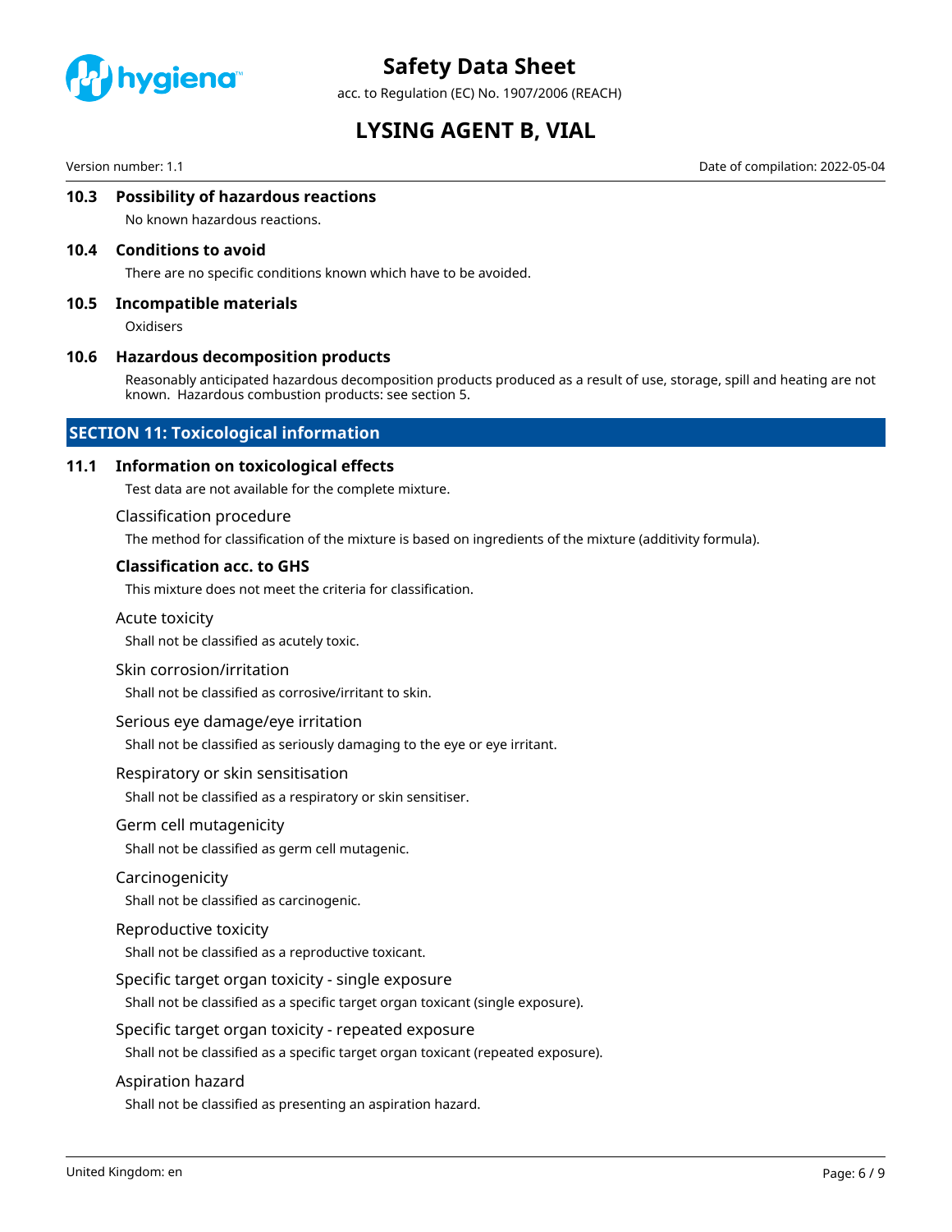### 10.3 Possibility of hazardous reactions

No known hazardous reactions.

### 10.4 Conditions to avoid

There are no specific conditions known which have to be avoided.

### 10.5 Incompatible materials

Oxidisers

### 10.6 Hazardous decomposition products

Reasonably anticipated hazardous decomposition products produced as a result of use, storage, spill and heating are not known. Hazardous combustion products: see section 5.

## SECTION 11: Toxicological information

### 11.1 Information on toxicological effects

Test data are not available for the complete mixture.

Classification procedure

The method for classification of the mixture is based on ingredients of the mixture (additivity formula).

**Classification acc. to GHS**

This mixture does not meet the criteria for classification.

Acute toxicity

Shall not be classified as acutely toxic.

Skin corrosion/irritation

Shall not be classified as corrosive/irritant to skin.

Serious eye damage/eye irritation

Shall not be classified as seriously damaging to the eye or eye irritant.

Respiratory or skin sensitisation

Shall not be classified as a respiratory or skin sensitiser.

Germ cell mutagenicity

Shall not be classified as germ cell mutagenic.

Carcinogenicity

Shall not be classified as carcinogenic.

Reproductive toxicity

Shall not be classified as a reproductive toxicant.

Specific target organ toxicity - single exposure

Shall not be classified as a specific target organ toxicant (single exposure).

Specific target organ toxicity - repeated exposure

Shall not be classified as a specific target organ toxicant (repeated exposure).

Aspiration hazard

Shall not be classified as presenting an aspiration hazard.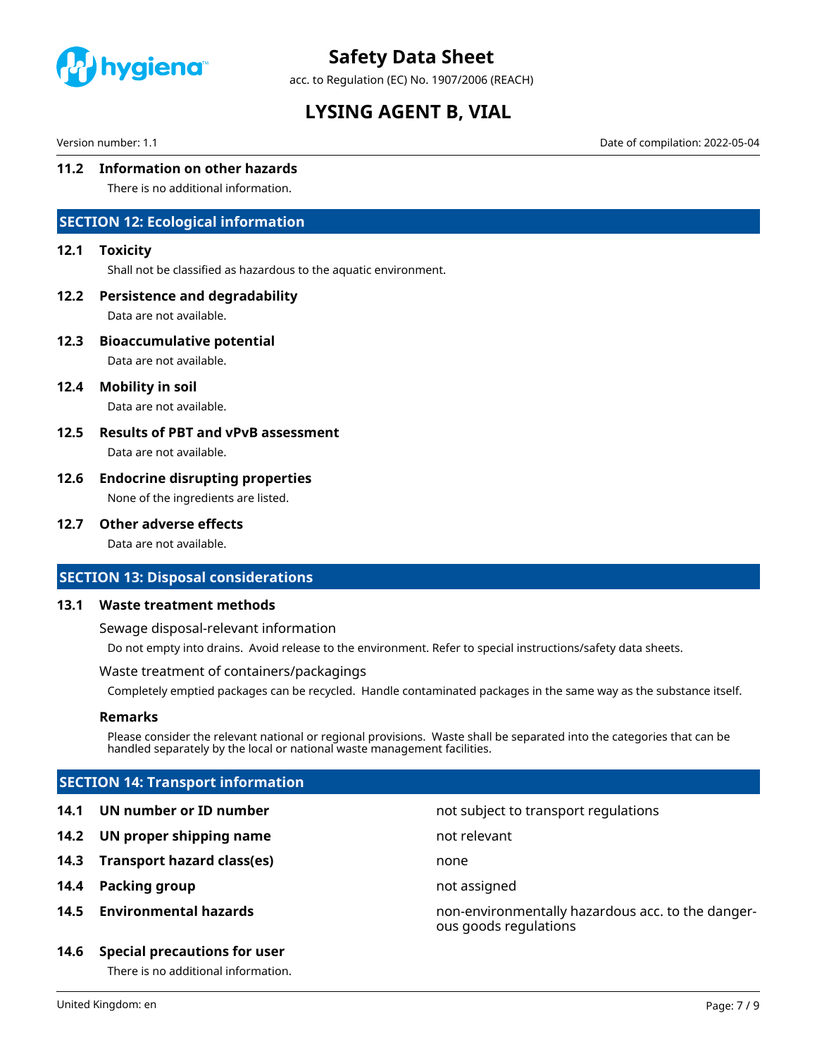### 11.2 Information on other hazards

There is no additional information.

## SECTION 12: Ecological information

### 12.1 Toxicity

Shall not be classified as hazardous to the aquatic environment.

### 12.2 Persistence and degradability

Data are not available.

### 12.3 Bioaccumulative potential

Data are not available.

### 12.4 Mobility in soil

Data are not available.

### 12.5 Results of PBT and vPvB assessment

Data are not available.

### 12.6 Endocrine disrupting properties

None of the ingredients are listed.

### 12.7 Other adverse effects

Data are not available.

## SECTION 13: Disposal considerations

### 13.1 Waste treatment methods

Sewage disposal-relevant information

Do not empty into drains. Avoid release to the environment. Refer to special instructions/safety data sheets.

Waste treatment of containers/packagings

Completely emptied packages can be recycled. Handle contaminated packages in the same way as the substance itself.

**Remarks**

Please consider the relevant national or regional provisions. Waste shall be separated into the categories that can be handled separately by the local or national waste management facilities.

## SECTION 14: Transport information

| | | |
|---|---|---|
| **14.1** | **UN number or ID number** | not subject to transport regulations |
| **14.2** | **UN proper shipping name** | not relevant |
| **14.3** | **Transport hazard class(es)** | none |
| **14.4** | **Packing group** | not assigned |
| **14.5** | **Environmental hazards** | non-environmentally hazardous acc. to the dangerous goods regulations |

### 14.6 Special precautions for user

There is no additional information.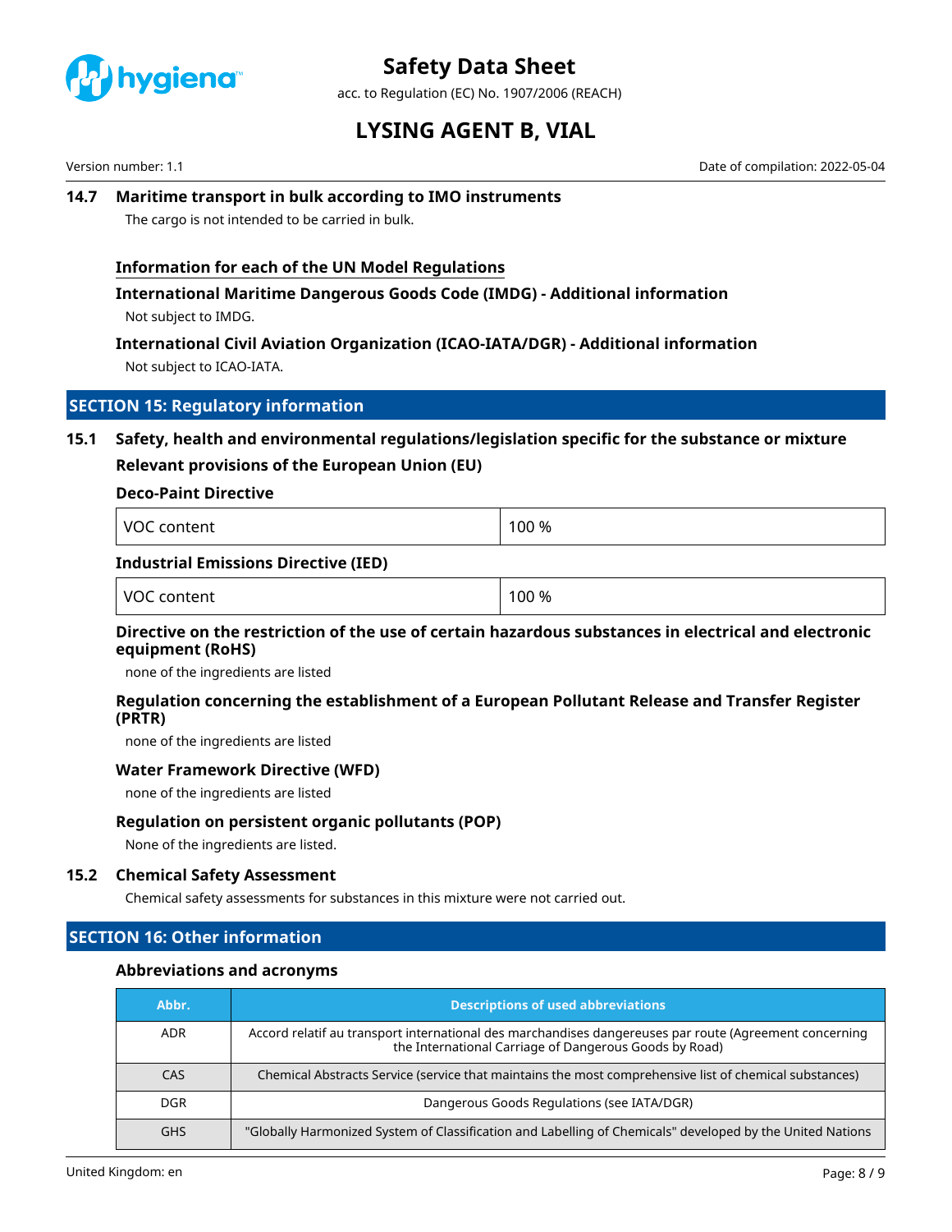### 14.7 Maritime transport in bulk according to IMO instruments

The cargo is not intended to be carried in bulk.

#### Information for each of the UN Model Regulations

#### International Maritime Dangerous Goods Code (IMDG) - Additional information

Not subject to IMDG.

#### International Civil Aviation Organization (ICAO-IATA/DGR) - Additional information

Not subject to ICAO-IATA.

## SECTION 15: Regulatory information

### 15.1 Safety, health and environmental regulations/legislation specific for the substance or mixture

#### Relevant provisions of the European Union (EU)

**Deco-Paint Directive**

| | |
|---|---|
| VOC content | 100 % |

**Industrial Emissions Directive (IED)**

| | |
|---|---|
| VOC content | 100 % |

**Directive on the restriction of the use of certain hazardous substances in electrical and electronic equipment (RoHS)**

none of the ingredients are listed

**Regulation concerning the establishment of a European Pollutant Release and Transfer Register (PRTR)**

none of the ingredients are listed

**Water Framework Directive (WFD)**

none of the ingredients are listed

**Regulation on persistent organic pollutants (POP)**

None of the ingredients are listed.

### 15.2 Chemical Safety Assessment

Chemical safety assessments for substances in this mixture were not carried out.

## SECTION 16: Other information

#### Abbreviations and acronyms

| Abbr. | Descriptions of used abbreviations |
|---|---|
| ADR | Accord relatif au transport international des marchandises dangereuses par route (Agreement concerning the International Carriage of Dangerous Goods by Road) |
| CAS | Chemical Abstracts Service (service that maintains the most comprehensive list of chemical substances) |
| DGR | Dangerous Goods Regulations (see IATA/DGR) |
| GHS | "Globally Harmonized System of Classification and Labelling of Chemicals" developed by the United Nations |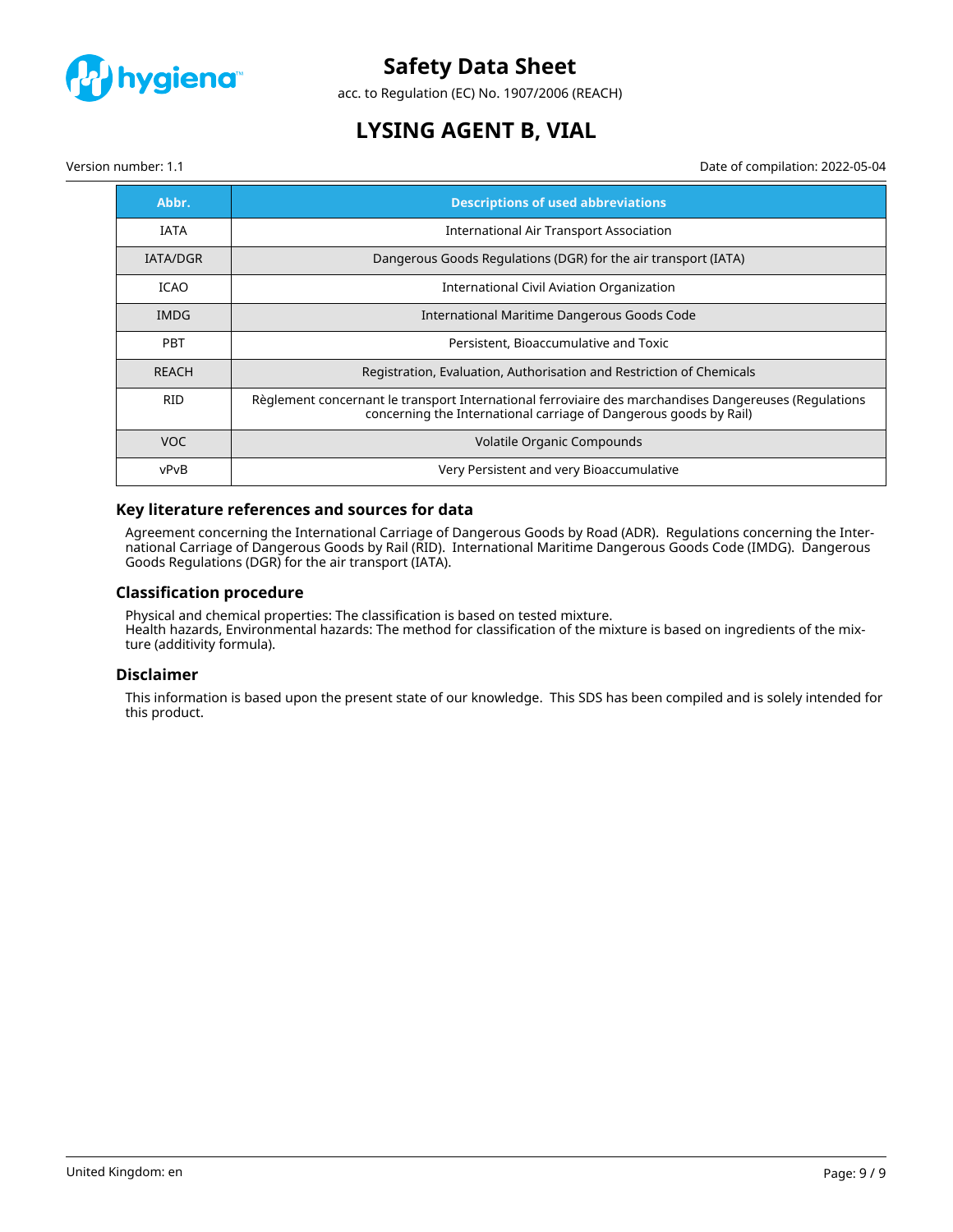| Abbr. | Descriptions of used abbreviations |
|---|---|
| IATA | International Air Transport Association |
| IATA/DGR | Dangerous Goods Regulations (DGR) for the air transport (IATA) |
| ICAO | International Civil Aviation Organization |
| IMDG | International Maritime Dangerous Goods Code |
| PBT | Persistent, Bioaccumulative and Toxic |
| REACH | Registration, Evaluation, Authorisation and Restriction of Chemicals |
| RID | Règlement concernant le transport International ferroviaire des marchandises Dangereuses (Regulations concerning the International carriage of Dangerous goods by Rail) |
| VOC | Volatile Organic Compounds |
| vPvB | Very Persistent and very Bioaccumulative |

### Key literature references and sources for data

Agreement concerning the International Carriage of Dangerous Goods by Road (ADR). Regulations concerning the International Carriage of Dangerous Goods by Rail (RID). International Maritime Dangerous Goods Code (IMDG). Dangerous Goods Regulations (DGR) for the air transport (IATA).

### Classification procedure

Physical and chemical properties: The classification is based on tested mixture.
Health hazards, Environmental hazards: The method for classification of the mixture is based on ingredients of the mixture (additivity formula).

### Disclaimer

This information is based upon the present state of our knowledge. This SDS has been compiled and is solely intended for this product.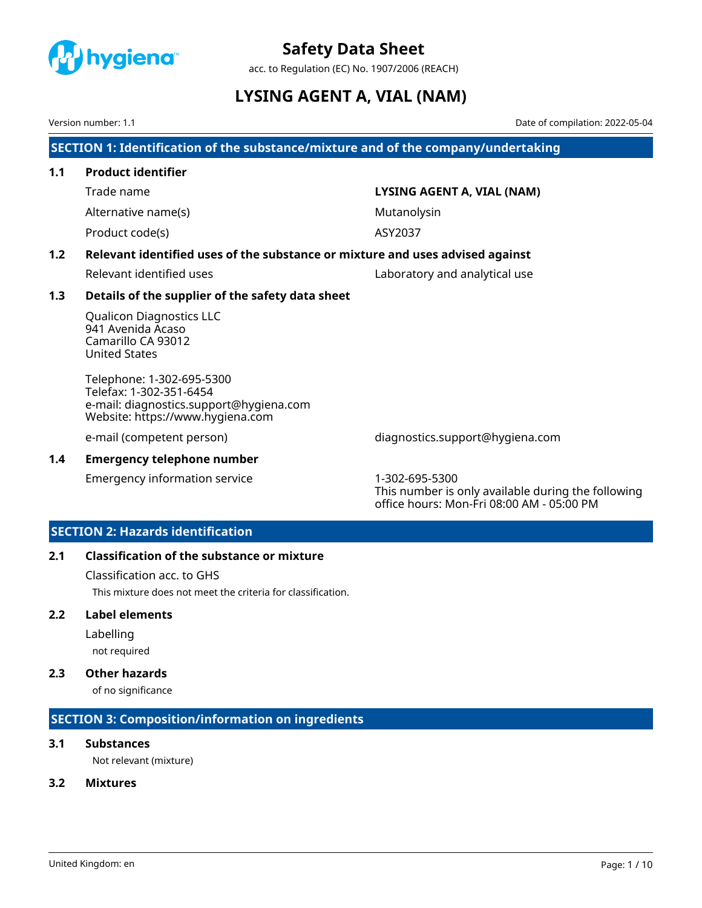# Safety Data Sheet

acc. to Regulation (EC) No. 1907/2006 (REACH)

# LYSING AGENT A, VIAL (NAM)

Version number: 1.1

Date of compilation: 2022-05-04

## SECTION 1: Identification of the substance/mixture and of the company/undertaking

### 1.1 Product identifier

| | |
|---|---|
| Trade name | **LYSING AGENT A, VIAL (NAM)** |
| Alternative name(s) | Mutanolysin |
| Product code(s) | ASY2037 |

### 1.2 Relevant identified uses of the substance or mixture and uses advised against

| | |
|---|---|
| Relevant identified uses | Laboratory and analytical use |

### 1.3 Details of the supplier of the safety data sheet

Qualicon Diagnostics LLC
941 Avenida Acaso
Camarillo CA 93012
United States

Telephone: 1-302-695-5300
Telefax: 1-302-351-6454
e-mail: diagnostics.support@hygiena.com
Website: https://www.hygiena.com

| | |
|---|---|
| e-mail (competent person) | diagnostics.support@hygiena.com |

### 1.4 Emergency telephone number

| | |
|---|---|
| Emergency information service | 1-302-695-5300<br>This number is only available during the following office hours: Mon-Fri 08:00 AM - 05:00 PM |

## SECTION 2: Hazards identification

### 2.1 Classification of the substance or mixture

Classification acc. to GHS

This mixture does not meet the criteria for classification.

### 2.2 Label elements

Labelling

not required

### 2.3 Other hazards

of no significance

## SECTION 3: Composition/information on ingredients

### 3.1 Substances

Not relevant (mixture)

### 3.2 Mixtures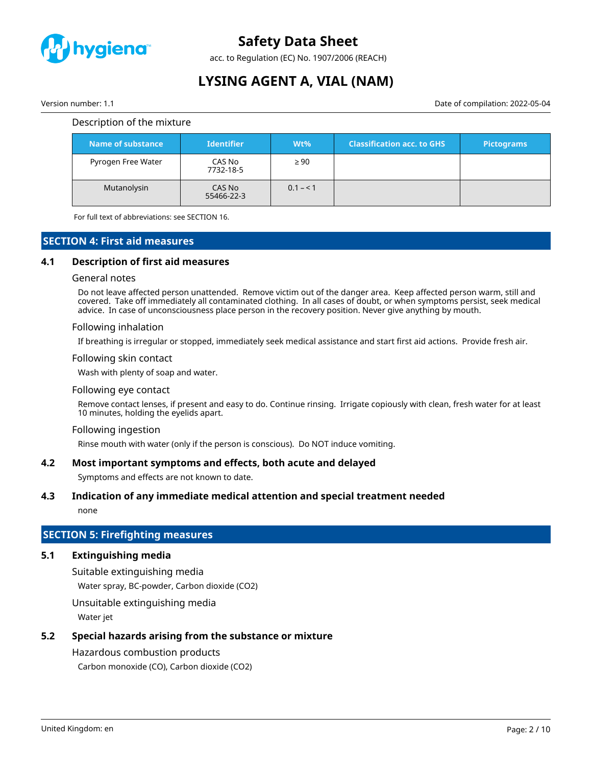Description of the mixture

| Name of substance | Identifier | Wt% | Classification acc. to GHS | Pictograms |
|---|---|---|---|---|
| Pyrogen Free Water | CAS No 7732-18-5 | ≥ 90 | | |
| Mutanolysin | CAS No 55466-22-3 | 0.1 – < 1 | | |

For full text of abbreviations: see SECTION 16.

## SECTION 4: First aid measures

### 4.1 Description of first aid measures

General notes

Do not leave affected person unattended. Remove victim out of the danger area. Keep affected person warm, still and covered. Take off immediately all contaminated clothing. In all cases of doubt, or when symptoms persist, seek medical advice. In case of unconsciousness place person in the recovery position. Never give anything by mouth.

Following inhalation

If breathing is irregular or stopped, immediately seek medical assistance and start first aid actions. Provide fresh air.

Following skin contact

Wash with plenty of soap and water.

Following eye contact

Remove contact lenses, if present and easy to do. Continue rinsing. Irrigate copiously with clean, fresh water for at least 10 minutes, holding the eyelids apart.

Following ingestion

Rinse mouth with water (only if the person is conscious). Do NOT induce vomiting.

### 4.2 Most important symptoms and effects, both acute and delayed

Symptoms and effects are not known to date.

### 4.3 Indication of any immediate medical attention and special treatment needed

none

## SECTION 5: Firefighting measures

### 5.1 Extinguishing media

Suitable extinguishing media

Water spray, BC-powder, Carbon dioxide ($CO_2$)

Unsuitable extinguishing media

Water jet

### 5.2 Special hazards arising from the substance or mixture

Hazardous combustion products

Carbon monoxide (CO), Carbon dioxide ($CO_2$)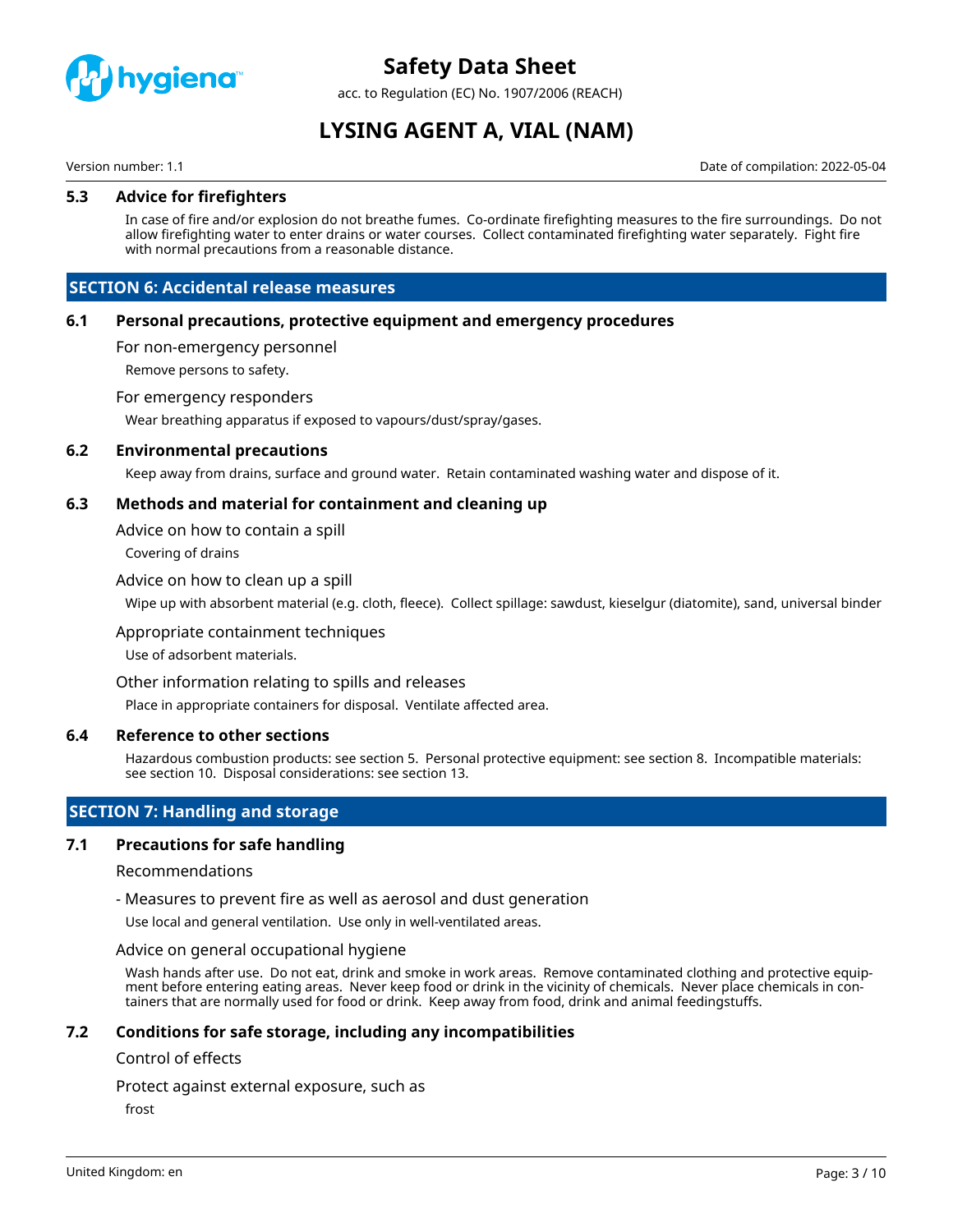### 5.3 Advice for firefighters

In case of fire and/or explosion do not breathe fumes. Co-ordinate firefighting measures to the fire surroundings. Do not allow firefighting water to enter drains or water courses. Collect contaminated firefighting water separately. Fight fire with normal precautions from a reasonable distance.

## SECTION 6: Accidental release measures

### 6.1 Personal precautions, protective equipment and emergency procedures

For non-emergency personnel

Remove persons to safety.

For emergency responders

Wear breathing apparatus if exposed to vapours/dust/spray/gases.

### 6.2 Environmental precautions

Keep away from drains, surface and ground water. Retain contaminated washing water and dispose of it.

### 6.3 Methods and material for containment and cleaning up

Advice on how to contain a spill

Covering of drains

Advice on how to clean up a spill

Wipe up with absorbent material (e.g. cloth, fleece). Collect spillage: sawdust, kieselgur (diatomite), sand, universal binder

Appropriate containment techniques

Use of adsorbent materials.

Other information relating to spills and releases

Place in appropriate containers for disposal. Ventilate affected area.

### 6.4 Reference to other sections

Hazardous combustion products: see section 5. Personal protective equipment: see section 8. Incompatible materials: see section 10. Disposal considerations: see section 13.

## SECTION 7: Handling and storage

### 7.1 Precautions for safe handling

Recommendations

- Measures to prevent fire as well as aerosol and dust generation

Use local and general ventilation. Use only in well-ventilated areas.

Advice on general occupational hygiene

Wash hands after use. Do not eat, drink and smoke in work areas. Remove contaminated clothing and protective equipment before entering eating areas. Never keep food or drink in the vicinity of chemicals. Never place chemicals in containers that are normally used for food or drink. Keep away from food, drink and animal feedingstuffs.

### 7.2 Conditions for safe storage, including any incompatibilities

Control of effects

Protect against external exposure, such as

frost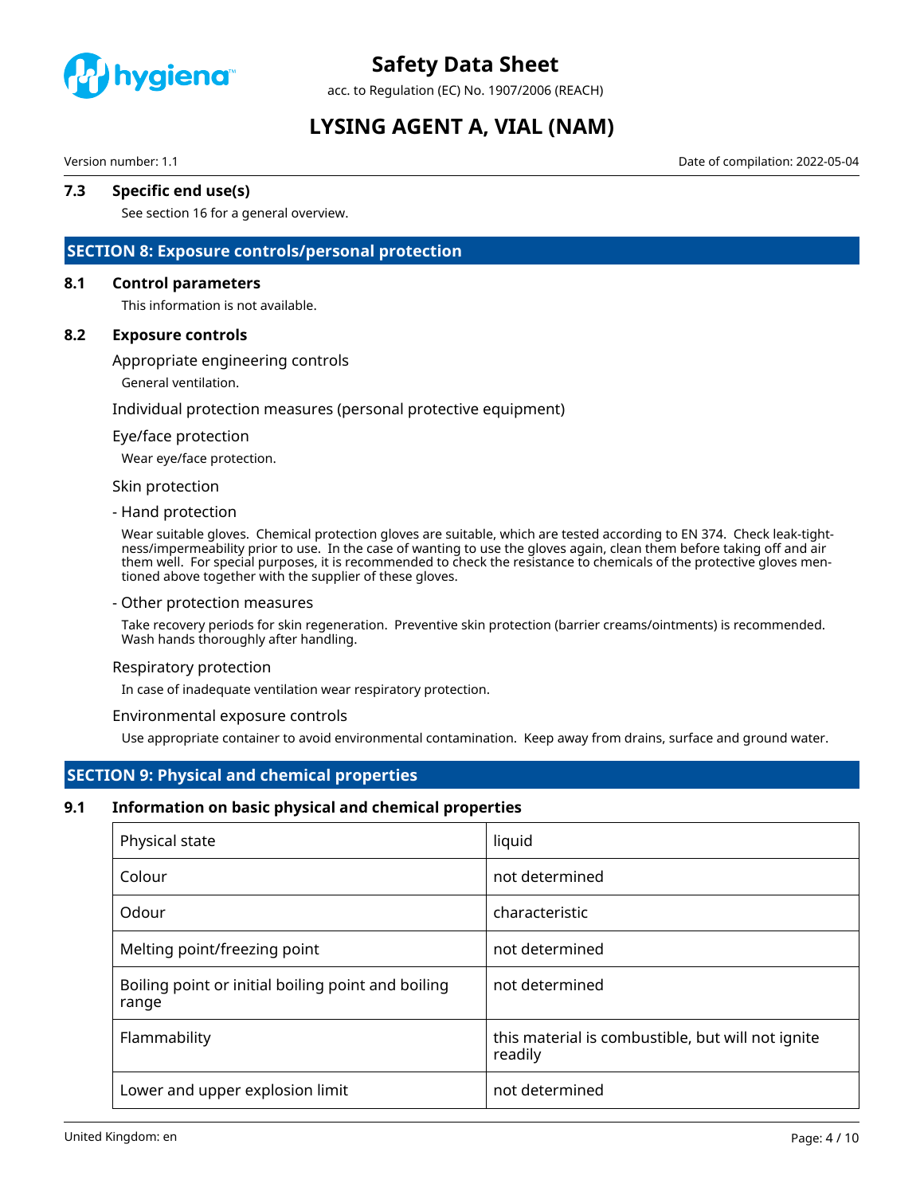### 7.3 Specific end use(s)

See section 16 for a general overview.

## SECTION 8: Exposure controls/personal protection

### 8.1 Control parameters

This information is not available.

### 8.2 Exposure controls

Appropriate engineering controls

General ventilation.

Individual protection measures (personal protective equipment)

Eye/face protection

Wear eye/face protection.

Skin protection

- Hand protection

Wear suitable gloves. Chemical protection gloves are suitable, which are tested according to EN 374. Check leak-tightness/impermeability prior to use. In the case of wanting to use the gloves again, clean them before taking off and air them well. For special purposes, it is recommended to check the resistance to chemicals of the protective gloves mentioned above together with the supplier of these gloves.

- Other protection measures

Take recovery periods for skin regeneration. Preventive skin protection (barrier creams/ointments) is recommended. Wash hands thoroughly after handling.

Respiratory protection

In case of inadequate ventilation wear respiratory protection.

Environmental exposure controls

Use appropriate container to avoid environmental contamination. Keep away from drains, surface and ground water.

## SECTION 9: Physical and chemical properties

### 9.1 Information on basic physical and chemical properties

| | |
|---|---|
| Physical state | liquid |
| Colour | not determined |
| Odour | characteristic |
| Melting point/freezing point | not determined |
| Boiling point or initial boiling point and boiling range | not determined |
| Flammability | this material is combustible, but will not ignite readily |
| Lower and upper explosion limit | not determined |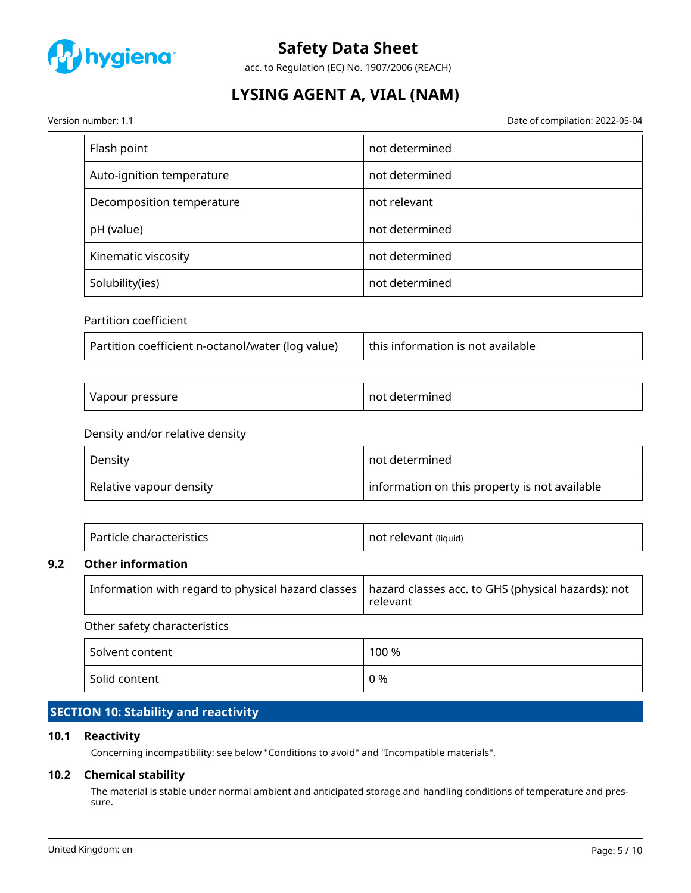| | |
|---|---|
| Flash point | not determined |
| Auto-ignition temperature | not determined |
| Decomposition temperature | not relevant |
| pH (value) | not determined |
| Kinematic viscosity | not determined |
| Solubility(ies) | not determined |

Partition coefficient

| | |
|---|---|
| Partition coefficient n-octanol/water (log value) | this information is not available |

| | |
|---|---|
| Vapour pressure | not determined |

Density and/or relative density

| | |
|---|---|
| Density | not determined |
| Relative vapour density | information on this property is not available |

| | |
|---|---|
| Particle characteristics | not relevant (liquid) |

### 9.2 Other information

| | |
|---|---|
| Information with regard to physical hazard classes | hazard classes acc. to GHS (physical hazards): not relevant |

Other safety characteristics

| | |
|---|---|
| Solvent content | 100 % |
| Solid content | 0 % |

## SECTION 10: Stability and reactivity

### 10.1 Reactivity

Concerning incompatibility: see below "Conditions to avoid" and "Incompatible materials".

### 10.2 Chemical stability

The material is stable under normal ambient and anticipated storage and handling conditions of temperature and pressure.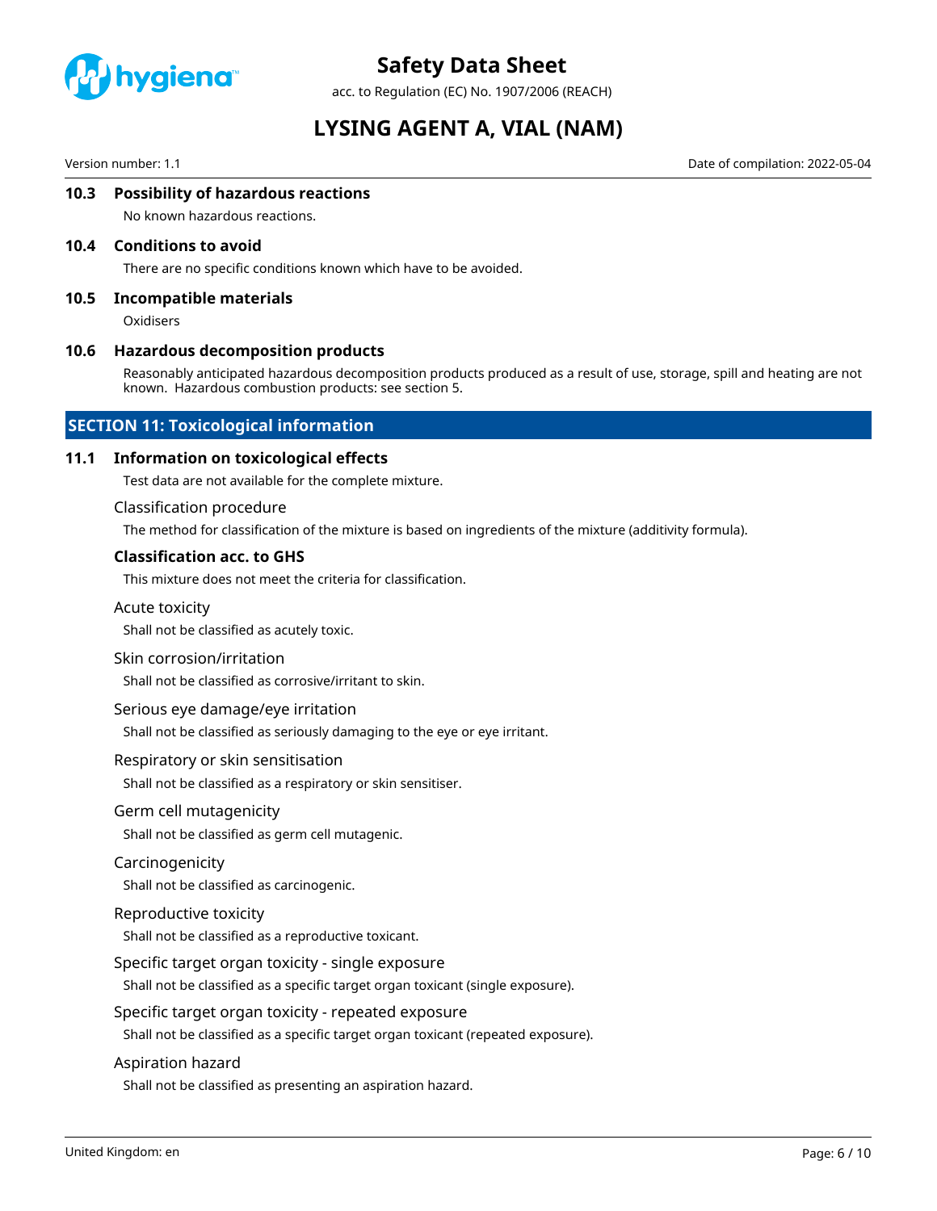### 10.3 Possibility of hazardous reactions

No known hazardous reactions.

### 10.4 Conditions to avoid

There are no specific conditions known which have to be avoided.

### 10.5 Incompatible materials

Oxidisers

### 10.6 Hazardous decomposition products

Reasonably anticipated hazardous decomposition products produced as a result of use, storage, spill and heating are not known. Hazardous combustion products: see section 5.

## SECTION 11: Toxicological information

### 11.1 Information on toxicological effects

Test data are not available for the complete mixture.

Classification procedure

The method for classification of the mixture is based on ingredients of the mixture (additivity formula).

**Classification acc. to GHS**

This mixture does not meet the criteria for classification.

Acute toxicity

Shall not be classified as acutely toxic.

Skin corrosion/irritation

Shall not be classified as corrosive/irritant to skin.

Serious eye damage/eye irritation

Shall not be classified as seriously damaging to the eye or eye irritant.

Respiratory or skin sensitisation

Shall not be classified as a respiratory or skin sensitiser.

Germ cell mutagenicity

Shall not be classified as germ cell mutagenic.

Carcinogenicity

Shall not be classified as carcinogenic.

Reproductive toxicity

Shall not be classified as a reproductive toxicant.

Specific target organ toxicity - single exposure

Shall not be classified as a specific target organ toxicant (single exposure).

Specific target organ toxicity - repeated exposure

Shall not be classified as a specific target organ toxicant (repeated exposure).

Aspiration hazard

Shall not be classified as presenting an aspiration hazard.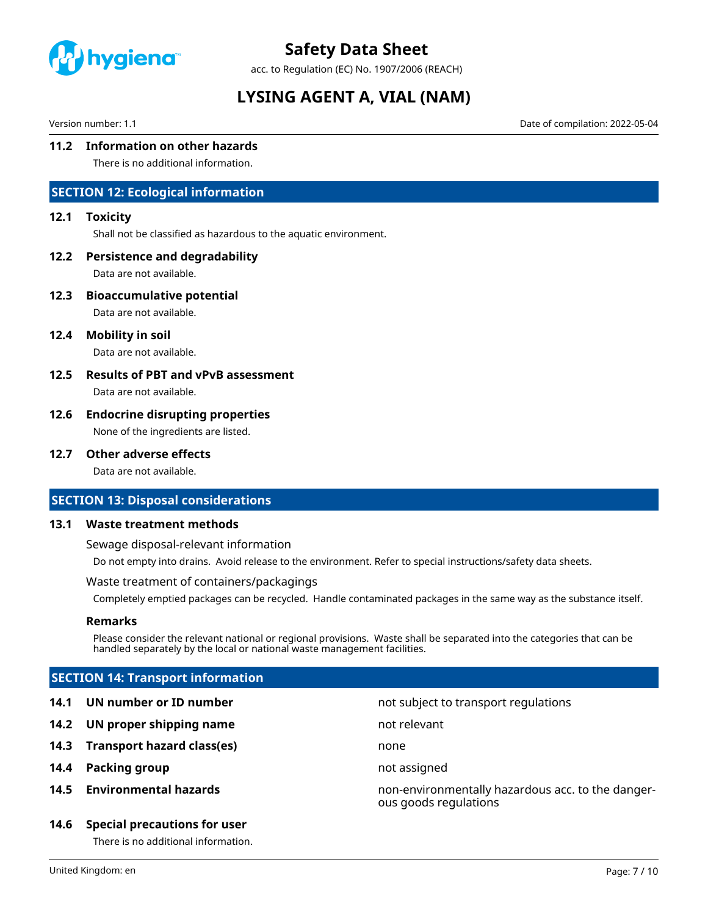### 11.2 Information on other hazards

There is no additional information.

## SECTION 12: Ecological information

### 12.1 Toxicity

Shall not be classified as hazardous to the aquatic environment.

### 12.2 Persistence and degradability

Data are not available.

### 12.3 Bioaccumulative potential

Data are not available.

### 12.4 Mobility in soil

Data are not available.

### 12.5 Results of PBT and vPvB assessment

Data are not available.

### 12.6 Endocrine disrupting properties

None of the ingredients are listed.

### 12.7 Other adverse effects

Data are not available.

## SECTION 13: Disposal considerations

### 13.1 Waste treatment methods

Sewage disposal-relevant information

Do not empty into drains. Avoid release to the environment. Refer to special instructions/safety data sheets.

Waste treatment of containers/packagings

Completely emptied packages can be recycled. Handle contaminated packages in the same way as the substance itself.

**Remarks**

Please consider the relevant national or regional provisions. Waste shall be separated into the categories that can be handled separately by the local or national waste management facilities.

## SECTION 14: Transport information

| | | |
|---|---|---|
| **14.1** | **UN number or ID number** | not subject to transport regulations |
| **14.2** | **UN proper shipping name** | not relevant |
| **14.3** | **Transport hazard class(es)** | none |
| **14.4** | **Packing group** | not assigned |
| **14.5** | **Environmental hazards** | non-environmentally hazardous acc. to the dangerous goods regulations |

### 14.6 Special precautions for user

There is no additional information.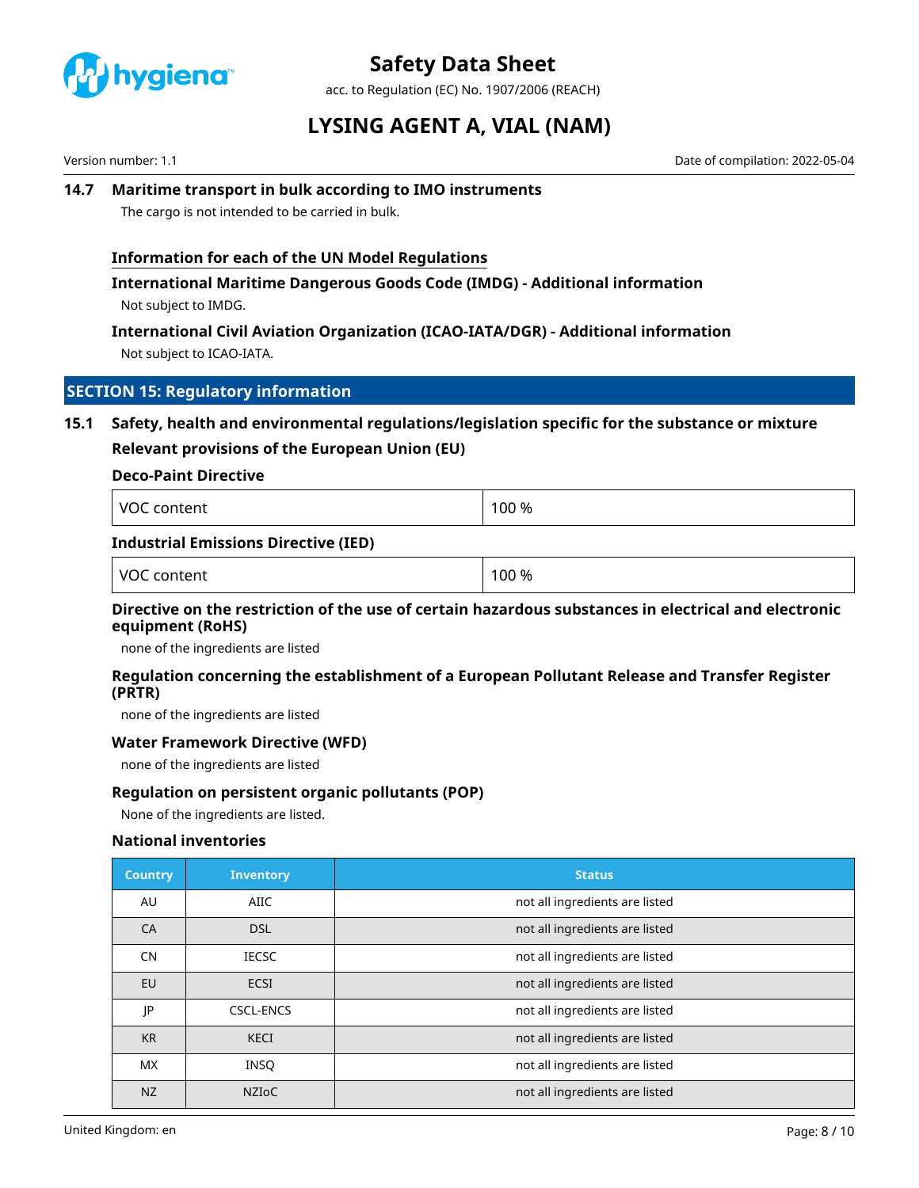### 14.7 Maritime transport in bulk according to IMO instruments

The cargo is not intended to be carried in bulk.

**Information for each of the UN Model Regulations**

**International Maritime Dangerous Goods Code (IMDG) - Additional information**

Not subject to IMDG.

**International Civil Aviation Organization (ICAO-IATA/DGR) - Additional information**

Not subject to ICAO-IATA.

## SECTION 15: Regulatory information

### 15.1 Safety, health and environmental regulations/legislation specific for the substance or mixture

**Relevant provisions of the European Union (EU)**

**Deco-Paint Directive**

| | |
|---|---|
| VOC content | 100 % |

**Industrial Emissions Directive (IED)**

| | |
|---|---|
| VOC content | 100 % |

**Directive on the restriction of the use of certain hazardous substances in electrical and electronic equipment (RoHS)**

none of the ingredients are listed

**Regulation concerning the establishment of a European Pollutant Release and Transfer Register (PRTR)**

none of the ingredients are listed

**Water Framework Directive (WFD)**

none of the ingredients are listed

**Regulation on persistent organic pollutants (POP)**

None of the ingredients are listed.

**National inventories**

| Country | Inventory | Status |
|---|---|---|
| AU | AIIC | not all ingredients are listed |
| CA | DSL | not all ingredients are listed |
| CN | IECSC | not all ingredients are listed |
| EU | ECSI | not all ingredients are listed |
| JP | CSCL-ENCS | not all ingredients are listed |
| KR | KECI | not all ingredients are listed |
| MX | INSQ | not all ingredients are listed |
| NZ | NZIoC | not all ingredients are listed |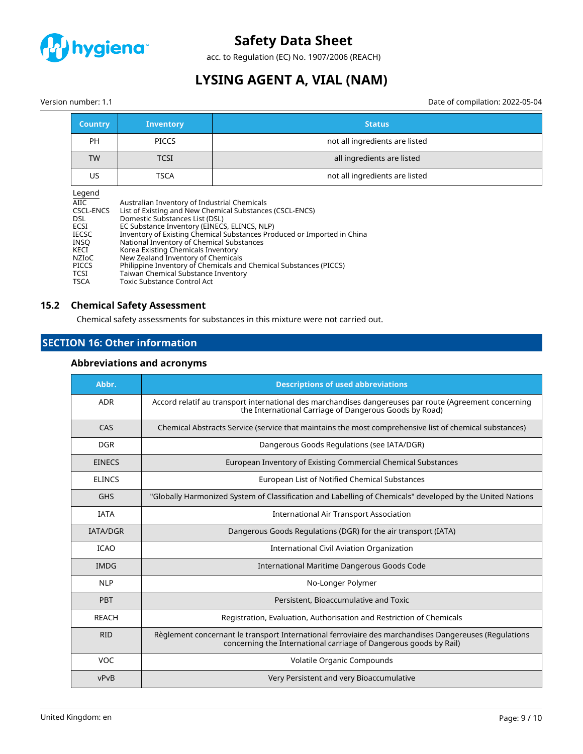| Country | Inventory | Status |
|---|---|---|
| PH | PICCS | not all ingredients are listed |
| TW | TCSI | all ingredients are listed |
| US | TSCA | not all ingredients are listed |

Legend

| | |
|---|---|
| AIIC | Australian Inventory of Industrial Chemicals |
| CSCL-ENCS | List of Existing and New Chemical Substances (CSCL-ENCS) |
| DSL | Domestic Substances List (DSL) |
| ECSI | EC Substance Inventory (EINECS, ELINCS, NLP) |
| IECSC | Inventory of Existing Chemical Substances Produced or Imported in China |
| INSQ | National Inventory of Chemical Substances |
| KECI | Korea Existing Chemicals Inventory |
| NZIoC | New Zealand Inventory of Chemicals |
| PICCS | Philippine Inventory of Chemicals and Chemical Substances (PICCS) |
| TCSI | Taiwan Chemical Substance Inventory |
| TSCA | Toxic Substance Control Act |

### 15.2 Chemical Safety Assessment

Chemical safety assessments for substances in this mixture were not carried out.

## SECTION 16: Other information

### Abbreviations and acronyms

| Abbr. | Descriptions of used abbreviations |
|---|---|
| ADR | Accord relatif au transport international des marchandises dangereuses par route (Agreement concerning the International Carriage of Dangerous Goods by Road) |
| CAS | Chemical Abstracts Service (service that maintains the most comprehensive list of chemical substances) |
| DGR | Dangerous Goods Regulations (see IATA/DGR) |
| EINECS | European Inventory of Existing Commercial Chemical Substances |
| ELINCS | European List of Notified Chemical Substances |
| GHS | "Globally Harmonized System of Classification and Labelling of Chemicals" developed by the United Nations |
| IATA | International Air Transport Association |
| IATA/DGR | Dangerous Goods Regulations (DGR) for the air transport (IATA) |
| ICAO | International Civil Aviation Organization |
| IMDG | International Maritime Dangerous Goods Code |
| NLP | No-Longer Polymer |
| PBT | Persistent, Bioaccumulative and Toxic |
| REACH | Registration, Evaluation, Authorisation and Restriction of Chemicals |
| RID | Règlement concernant le transport International ferroviaire des marchandises Dangereuses (Regulations concerning the International carriage of Dangerous goods by Rail) |
| VOC | Volatile Organic Compounds |
| vPvB | Very Persistent and very Bioaccumulative |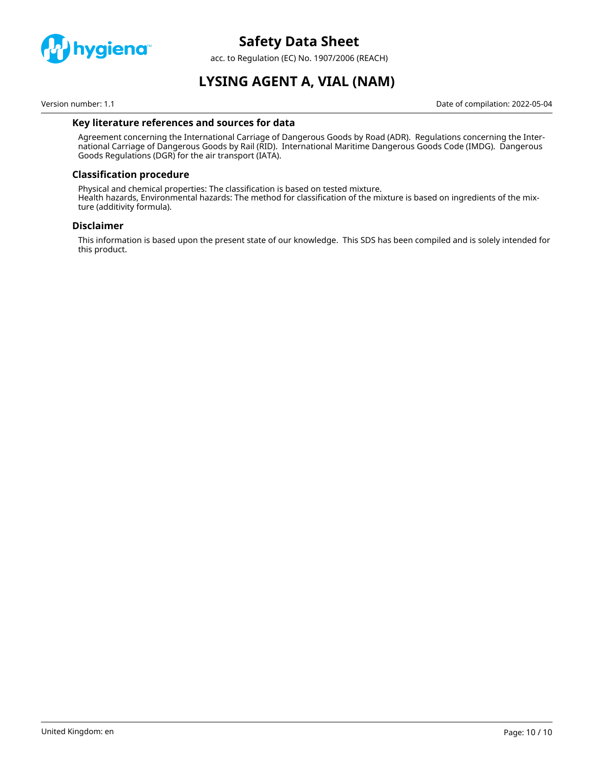### Key literature references and sources for data

Agreement concerning the International Carriage of Dangerous Goods by Road (ADR). Regulations concerning the International Carriage of Dangerous Goods by Rail (RID). International Maritime Dangerous Goods Code (IMDG). Dangerous Goods Regulations (DGR) for the air transport (IATA).

### Classification procedure

Physical and chemical properties: The classification is based on tested mixture.
Health hazards, Environmental hazards: The method for classification of the mixture is based on ingredients of the mixture (additivity formula).

### Disclaimer

This information is based upon the present state of our knowledge. This SDS has been compiled and is solely intended for this product.